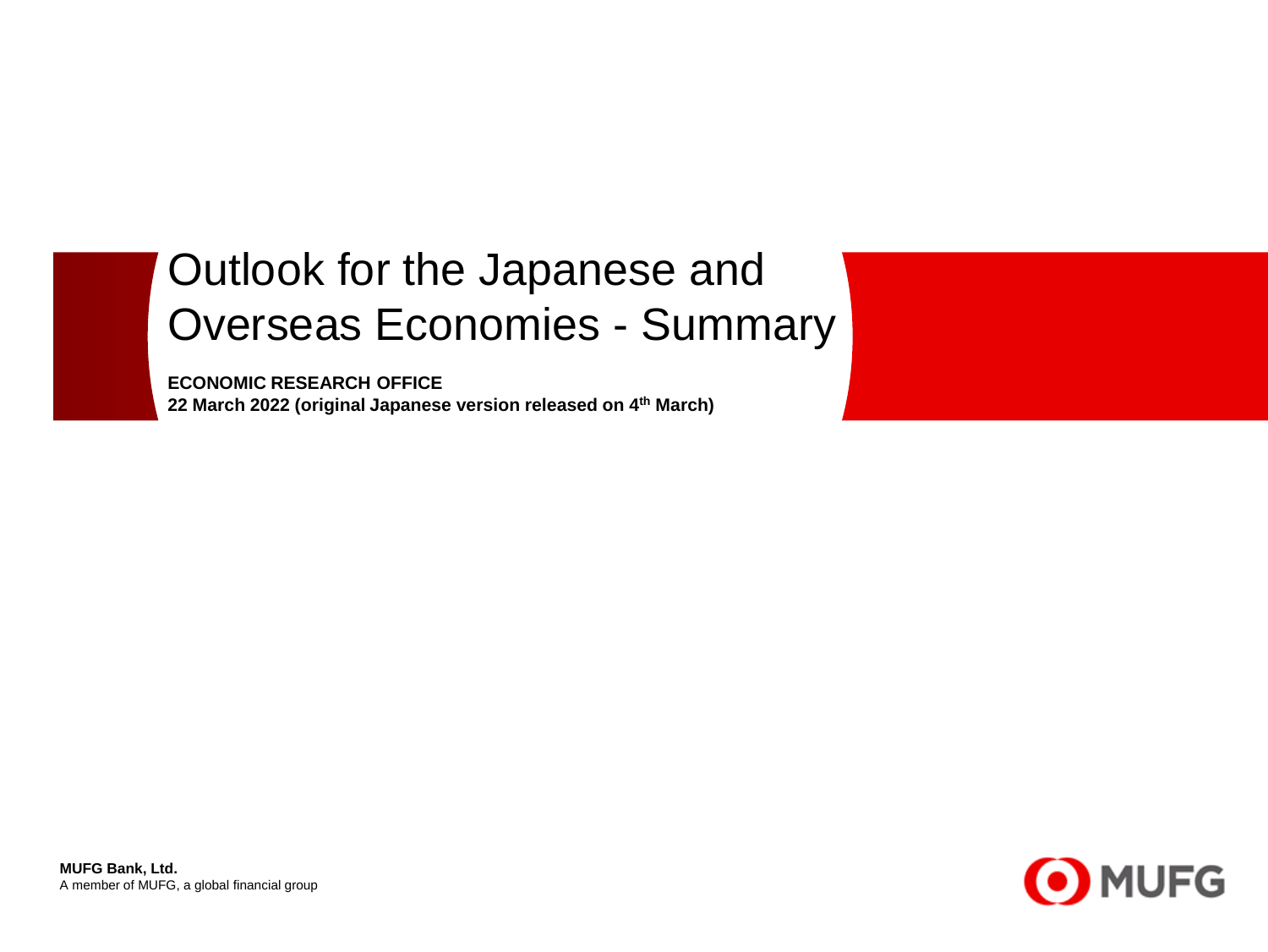# Outlook for the Japanese and Overseas Economies - Summary

**ECONOMIC RESEARCH OFFICE**

**22 March 2022 (original Japanese version released on 4th March)**

**MUFG Bank, Ltd.**
A member of MUFG, a global financial group

MUFG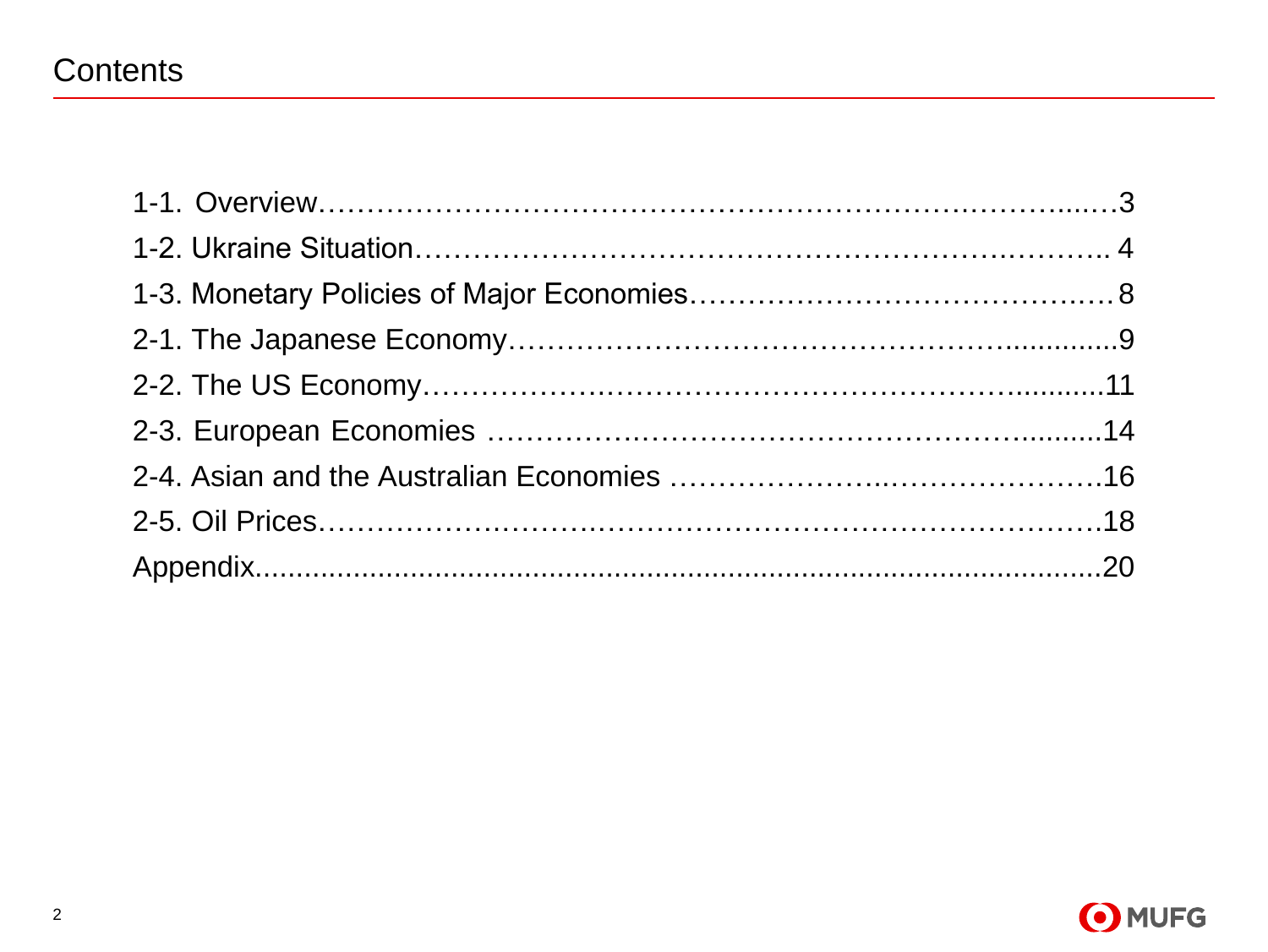# Contents

1-1. Overview……………………………………………………………….…3
1-2. Ukraine Situation……………………………………………………….. 4
1-3. Monetary Policies of Major Economies………………………………8
2-1. The Japanese Economy…………………………………….............9
2-2. The US Economy……………………………………………..........11
2-3. European Economies ………………………………………….........14
2-4. Asian and the Australian Economies ………………….……………….16
2-5. Oil Prices………………………………………………………………….18
Appendix..........................................................................................20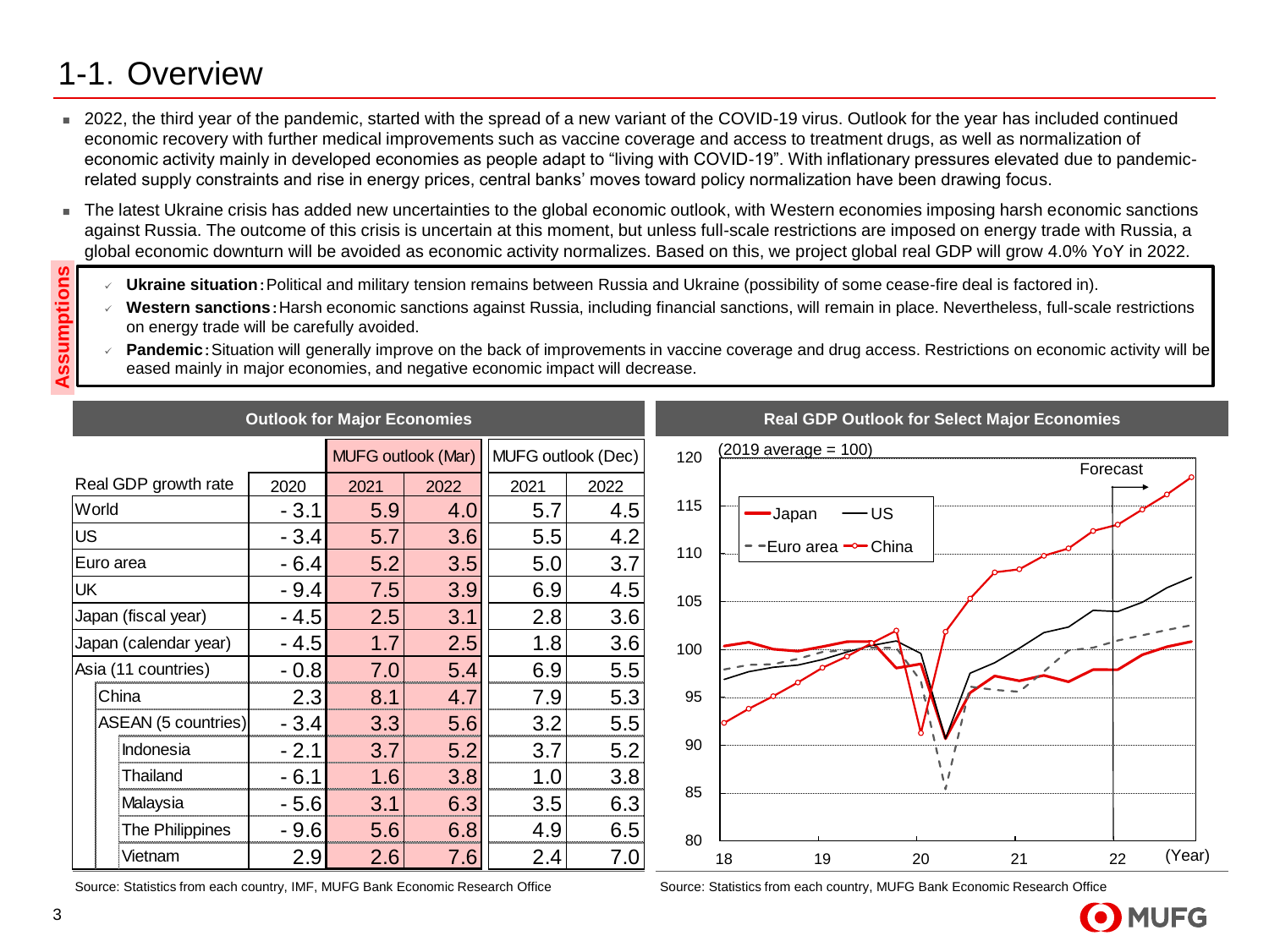# 1-1. Overview

- 2022, the third year of the pandemic, started with the spread of a new variant of the COVID-19 virus. Outlook for the year has included continued economic recovery with further medical improvements such as vaccine coverage and access to treatment drugs, as well as normalization of economic activity mainly in developed economies as people adapt to "living with COVID-19". With inflationary pressures elevated due to pandemic-related supply constraints and rise in energy prices, central banks' moves toward policy normalization have been drawing focus.
- The latest Ukraine crisis has added new uncertainties to the global economic outlook, with Western economies imposing harsh economic sanctions against Russia. The outcome of this crisis is uncertain at this moment, but unless full-scale restrictions are imposed on energy trade with Russia, a global economic downturn will be avoided as economic activity normalizes. Based on this, we project global real GDP will grow 4.0% YoY in 2022.

**Assumptions**

- **Ukraine situation:** Political and military tension remains between Russia and Ukraine (possibility of some cease-fire deal is factored in).
- **Western sanctions:** Harsh economic sanctions against Russia, including financial sanctions, will remain in place. Nevertheless, full-scale restrictions on energy trade will be carefully avoided.
- **Pandemic:** Situation will generally improve on the back of improvements in vaccine coverage and drug access. Restrictions on economic activity will be eased mainly in major economies, and negative economic impact will decrease.

## Outlook for Major Economies

| Real GDP growth rate | 2020 | MUFG outlook (Mar) 2021 | MUFG outlook (Mar) 2022 | MUFG outlook (Dec) 2021 | MUFG outlook (Dec) 2022 |
|---|---|---|---|---|---|
| World | - 3.1 | 5.9 | 4.0 | 5.7 | 4.5 |
| US | - 3.4 | 5.7 | 3.6 | 5.5 | 4.2 |
| Euro area | - 6.4 | 5.2 | 3.5 | 5.0 | 3.7 |
| UK | - 9.4 | 7.5 | 3.9 | 6.9 | 4.5 |
| Japan (fiscal year) | - 4.5 | 2.5 | 3.1 | 2.8 | 3.6 |
| Japan (calendar year) | - 4.5 | 1.7 | 2.5 | 1.8 | 3.6 |
| Asia (11 countries) | - 0.8 | 7.0 | 5.4 | 6.9 | 5.5 |
| China | 2.3 | 8.1 | 4.7 | 7.9 | 5.3 |
| ASEAN (5 countries) | - 3.4 | 3.3 | 5.6 | 3.2 | 5.5 |
| Indonesia | - 2.1 | 3.7 | 5.2 | 3.7 | 5.2 |
| Thailand | - 6.1 | 1.6 | 3.8 | 1.0 | 3.8 |
| Malaysia | - 5.6 | 3.1 | 6.3 | 3.5 | 6.3 |
| The Philippines | - 9.6 | 5.6 | 6.8 | 4.9 | 6.5 |
| Vietnam | 2.9 | 2.6 | 7.6 | 2.4 | 7.0 |

Source: Statistics from each country, IMF, MUFG Bank Economic Research Office

## Real GDP Outlook for Select Major Economies

(2019 average = 100)

Legend: Japan, US, Euro area, China. Forecast from 22. Y-axis 80–120; X-axis (Year) 18–22.

Source: Statistics from each country, MUFG Bank Economic Research Office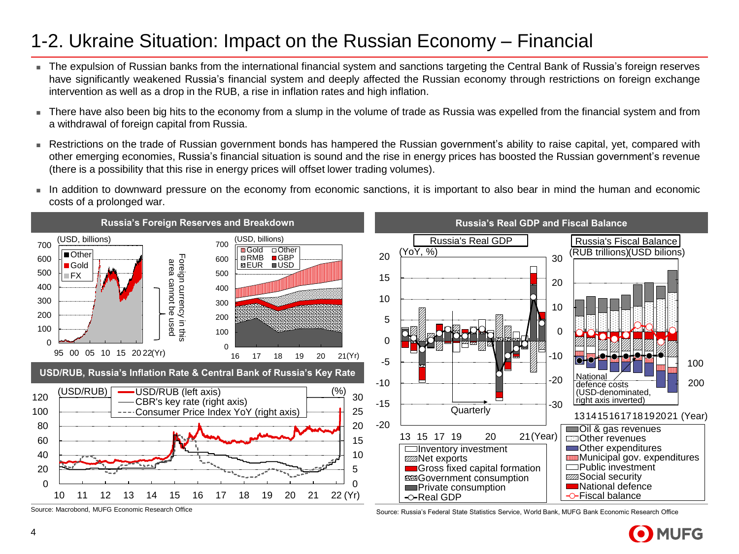# 1-2. Ukraine Situation: Impact on the Russian Economy – Financial

- The expulsion of Russian banks from the international financial system and sanctions targeting the Central Bank of Russia's foreign reserves have significantly weakened Russia's financial system and deeply affected the Russian economy through restrictions on foreign exchange intervention as well as a drop in the RUB, a rise in inflation rates and high inflation.
- There have also been big hits to the economy from a slump in the volume of trade as Russia was expelled from the financial system and from a withdrawal of foreign capital from Russia.
- Restrictions on the trade of Russian government bonds has hampered the Russian government's ability to raise capital, yet, compared with other emerging economies, Russia's financial situation is sound and the rise in energy prices has boosted the Russian government's revenue (there is a possibility that this rise in energy prices will offset lower trading volumes).
- In addition to downward pressure on the economy from economic sanctions, it is important to also bear in mind the human and economic costs of a prolonged war.

**Russia's Foreign Reserves and Breakdown**

(USD, billions) Other, Gold, FX — Foreign currency in this area cannot be used

(USD, billions) Gold, Other, RMB, GBP, EUR, USD

**USD/RUB, Russia's Inflation Rate & Central Bank of Russia's Key Rate**

(USD/RUB) USD/RUB (left axis); CBR's key rate (right axis); Consumer Price Index YoY (right axis) (%)

Source: Macrobond, MUFG Economic Research Office

**Russia's Real GDP and Fiscal Balance**

Russia's Real GDP (YoY, %) — Quarterly — Inventory investment; Net exports; Gross fixed capital formation; Government consumption; Private consumption; Real GDP

Russia's Fiscal Balance (RUB trillions)(USD bilions) — National defence costs (USD-denominated, right axis inverted) — Oil & gas revenues; Other revenues; Other expenditures; Municipal gov. expenditures; Public investment; Social security; National defence; Fiscal balance

Source: Russia's Federal State Statistics Service, World Bank, MUFG Bank Economic Research Office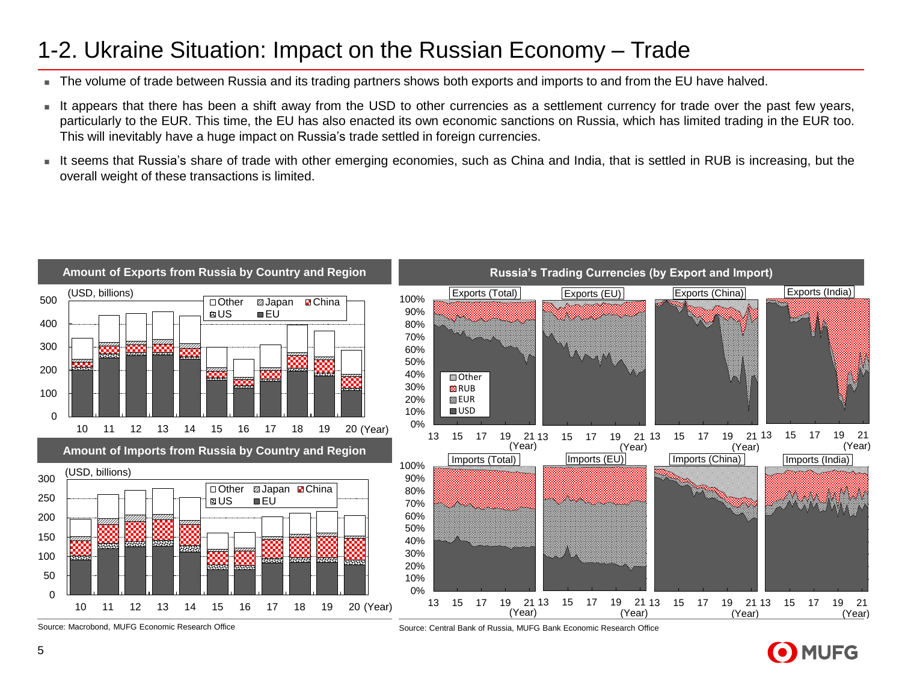# 1-2. Ukraine Situation: Impact on the Russian Economy – Trade

- The volume of trade between Russia and its trading partners shows both exports and imports to and from the EU have halved.
- It appears that there has been a shift away from the USD to other currencies as a settlement currency for trade over the past few years, particularly to the EUR. This time, the EU has also enacted its own economic sanctions on Russia, which has limited trading in the EUR too. This will inevitably have a huge impact on Russia's trade settled in foreign currencies.
- It seems that Russia's share of trade with other emerging economies, such as China and India, that is settled in RUB is increasing, but the overall weight of these transactions is limited.

**Amount of Exports from Russia by Country and Region**

**Amount of Imports from Russia by Country and Region**

Source: Macrobond, MUFG Economic Research Office

**Russia's Trading Currencies (by Export and Import)**

Source: Central Bank of Russia, MUFG Bank Economic Research Office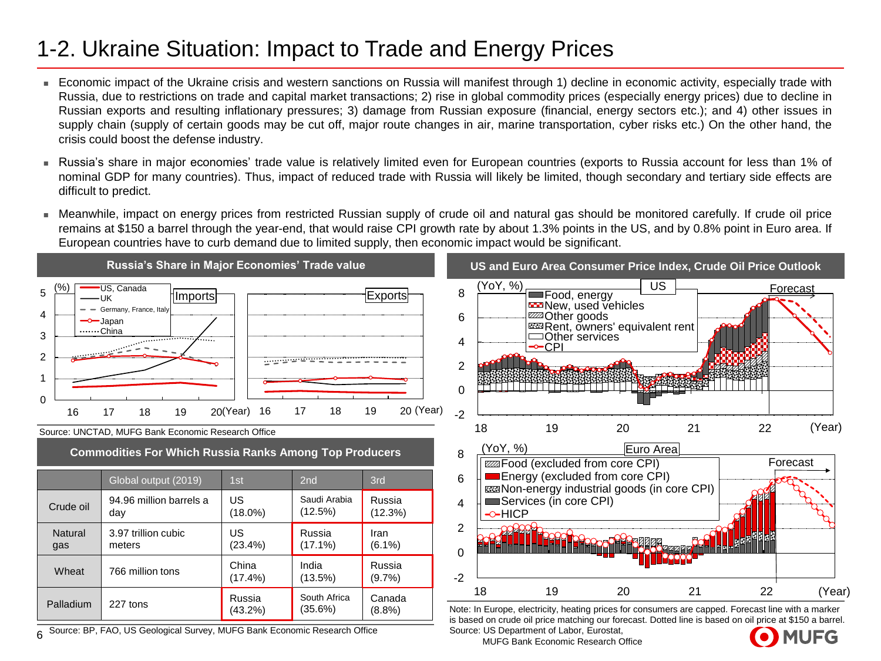# 1-2. Ukraine Situation: Impact to Trade and Energy Prices

- Economic impact of the Ukraine crisis and western sanctions on Russia will manifest through 1) decline in economic activity, especially trade with Russia, due to restrictions on trade and capital market transactions; 2) rise in global commodity prices (especially energy prices) due to decline in Russian exports and resulting inflationary pressures; 3) damage from Russian exposure (financial, energy sectors etc.); and 4) other issues in supply chain (supply of certain goods may be cut off, major route changes in air, marine transportation, cyber risks etc.) On the other hand, the crisis could boost the defense industry.
- Russia's share in major economies' trade value is relatively limited even for European countries (exports to Russia account for less than 1% of nominal GDP for many countries). Thus, impact of reduced trade with Russia will likely be limited, though secondary and tertiary side effects are difficult to predict.
- Meanwhile, impact on energy prices from restricted Russian supply of crude oil and natural gas should be monitored carefully. If crude oil price remains at $150 a barrel through the year-end, that would raise CPI growth rate by about 1.3% points in the US, and by 0.8% point in Euro area. If European countries have to curb demand due to limited supply, then economic impact would be significant.

**Russia's Share in Major Economies' Trade value**

Source: UNCTAD, MUFG Bank Economic Research Office

**Commodities For Which Russia Ranks Among Top Producers**

| | Global output (2019) | 1st | 2nd | 3rd |
|---|---|---|---|---|
| Crude oil | 94.96 million barrels a day | US (18.0%) | Saudi Arabia (12.5%) | Russia (12.3%) |
| Natural gas | 3.97 trillion cubic meters | US (23.4%) | Russia (17.1%) | Iran (6.1%) |
| Wheat | 766 million tons | China (17.4%) | India (13.5%) | Russia (9.7%) |
| Palladium | 227 tons | Russia (43.2%) | South Africa (35.6%) | Canada (8.8%) |

Source: BP, FAO, US Geological Survey, MUFG Bank Economic Research Office

**US and Euro Area Consumer Price Index, Crude Oil Price Outlook**

Note: In Europe, electricity, heating prices for consumers are capped. Forecast line with a marker is based on crude oil price matching our forecast. Dotted line is based on oil price at $150 a barrel.
Source: US Department of Labor, Eurostat, MUFG Bank Economic Research Office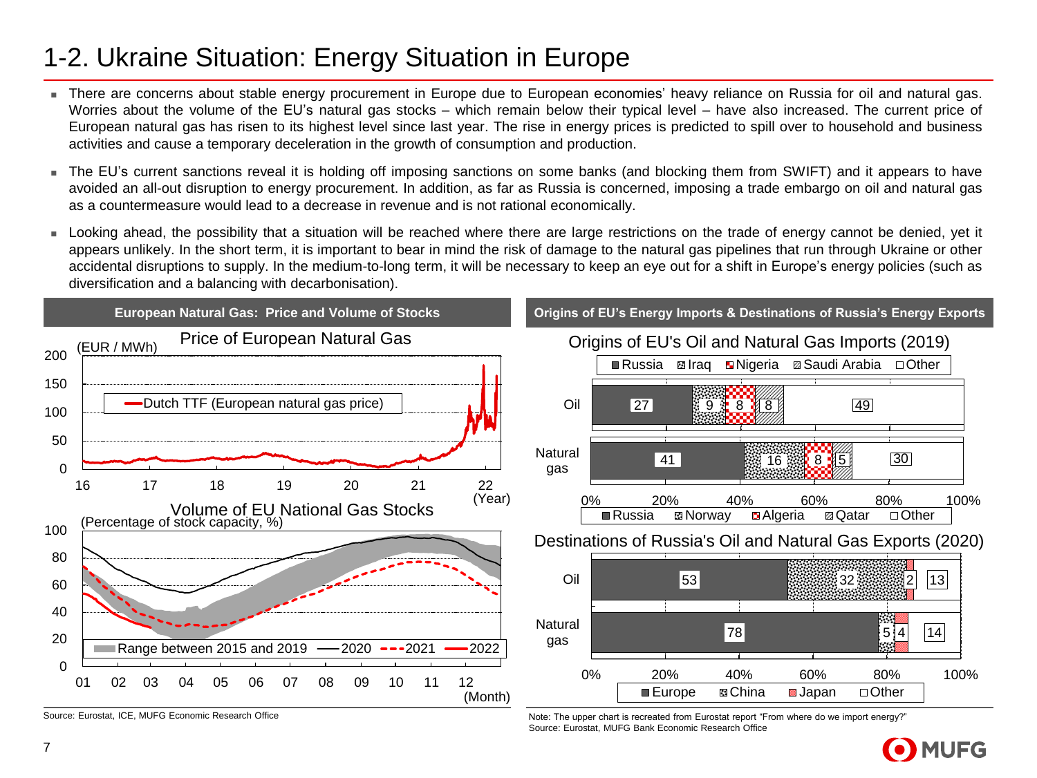# 1-2. Ukraine Situation: Energy Situation in Europe

- There are concerns about stable energy procurement in Europe due to European economies' heavy reliance on Russia for oil and natural gas. Worries about the volume of the EU's natural gas stocks – which remain below their typical level – have also increased. The current price of European natural gas has risen to its highest level since last year. The rise in energy prices is predicted to spill over to household and business activities and cause a temporary deceleration in the growth of consumption and production.
- The EU's current sanctions reveal it is holding off imposing sanctions on some banks (and blocking them from SWIFT) and it appears to have avoided an all-out disruption to energy procurement. In addition, as far as Russia is concerned, imposing a trade embargo on oil and natural gas as a countermeasure would lead to a decrease in revenue and is not rational economically.
- Looking ahead, the possibility that a situation will be reached where there are large restrictions on the trade of energy cannot be denied, yet it appears unlikely. In the short term, it is important to bear in mind the risk of damage to the natural gas pipelines that run through Ukraine or other accidental disruptions to supply. In the medium-to-long term, it will be necessary to keep an eye out for a shift in Europe's energy policies (such as diversification and a balancing with decarbonisation).

### European Natural Gas: Price and Volume of Stocks

**Price of European Natural Gas** (EUR / MWh)

Legend: Dutch TTF (European natural gas price); x-axis: 16–22 (Year); y-axis: 0–200

**Volume of EU National Gas Stocks** (Percentage of stock capacity, %)

Legend: Range between 2015 and 2019, 2020, 2021, 2022; x-axis: 01–12 (Month); y-axis: 0–100

Source: Eurostat, ICE, MUFG Economic Research Office

### Origins of EU's Energy Imports & Destinations of Russia's Energy Exports

**Origins of EU's Oil and Natural Gas Imports (2019)** (%)

| | Russia | Iraq | Nigeria | Saudi Arabia | Other |
|---|---|---|---|---|---|
| Oil | 27 | 9 | 8 | 8 | 49 |

| | Russia | Norway | Algeria | Qatar | Other |
|---|---|---|---|---|---|
| Natural gas | 41 | 16 | 8 | 5 | 30 |

**Destinations of Russia's Oil and Natural Gas Exports (2020)** (%)

| | Europe | China | Japan | Other |
|---|---|---|---|---|
| Oil | 53 | 32 | 2 | 13 |
| Natural gas | 78 | 5 | 4 | 14 |

Note: The upper chart is recreated from Eurostat report "From where do we import energy?"
Source: Eurostat, MUFG Bank Economic Research Office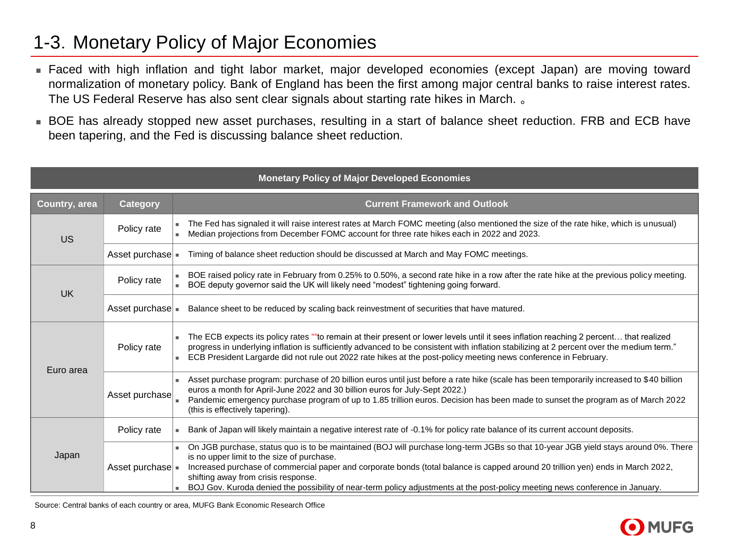# 1-3. Monetary Policy of Major Economies

- Faced with high inflation and tight labor market, major developed economies (except Japan) are moving toward normalization of monetary policy. Bank of England has been the first among major central banks to raise interest rates. The US Federal Reserve has also sent clear signals about starting rate hikes in March. 。
- BOE has already stopped new asset purchases, resulting in a start of balance sheet reduction. FRB and ECB have been tapering, and the Fed is discussing balance sheet reduction.

**Monetary Policy of Major Developed Economies**

| Country, area | Category | Current Framework and Outlook |
|---|---|---|
| US | Policy rate | ▪ The Fed has signaled it will raise interest rates at March FOMC meeting (also mentioned the size of the rate hike, which is unusual)<br>▪ Median projections from December FOMC account for three rate hikes each in 2022 and 2023. |
| | Asset purchase | ▪ Timing of balance sheet reduction should be discussed at March and May FOMC meetings. |
| UK | Policy rate | ▪ BOE raised policy rate in February from 0.25% to 0.50%, a second rate hike in a row after the rate hike at the previous policy meeting.<br>▪ BOE deputy governor said the UK will likely need "modest" tightening going forward. |
| | Asset purchase | ▪ Balance sheet to be reduced by scaling back reinvestment of securities that have matured. |
| Euro area | Policy rate | ▪ The ECB expects its policy rates ""to remain at their present or lower levels until it sees inflation reaching 2 percent… that realized progress in underlying inflation is sufficiently advanced to be consistent with inflation stabilizing at 2 percent over the medium term."<br>▪ ECB President Largarde did not rule out 2022 rate hikes at the post-policy meeting news conference in February. |
| | Asset purchase | ▪ Asset purchase program: purchase of 20 billion euros until just before a rate hike (scale has been temporarily increased to $40 billion euros a month for April-June 2022 and 30 billion euros for July-Sept 2022.)<br>▪ Pandemic emergency purchase program of up to 1.85 trillion euros. Decision has been made to sunset the program as of March 2022 (this is effectively tapering). |
| Japan | Policy rate | ▪ Bank of Japan will likely maintain a negative interest rate of -0.1% for policy rate balance of its current account deposits. |
| | Asset purchase | ▪ On JGB purchase, status quo is to be maintained (BOJ will purchase long-term JGBs so that 10-year JGB yield stays around 0%. There is no upper limit to the size of purchase.<br>▪ Increased purchase of commercial paper and corporate bonds (total balance is capped around 20 trillion yen) ends in March 2022, shifting away from crisis response.<br>▪ BOJ Gov. Kuroda denied the possibility of near-term policy adjustments at the post-policy meeting news conference in January. |

Source: Central banks of each country or area, MUFG Bank Economic Research Office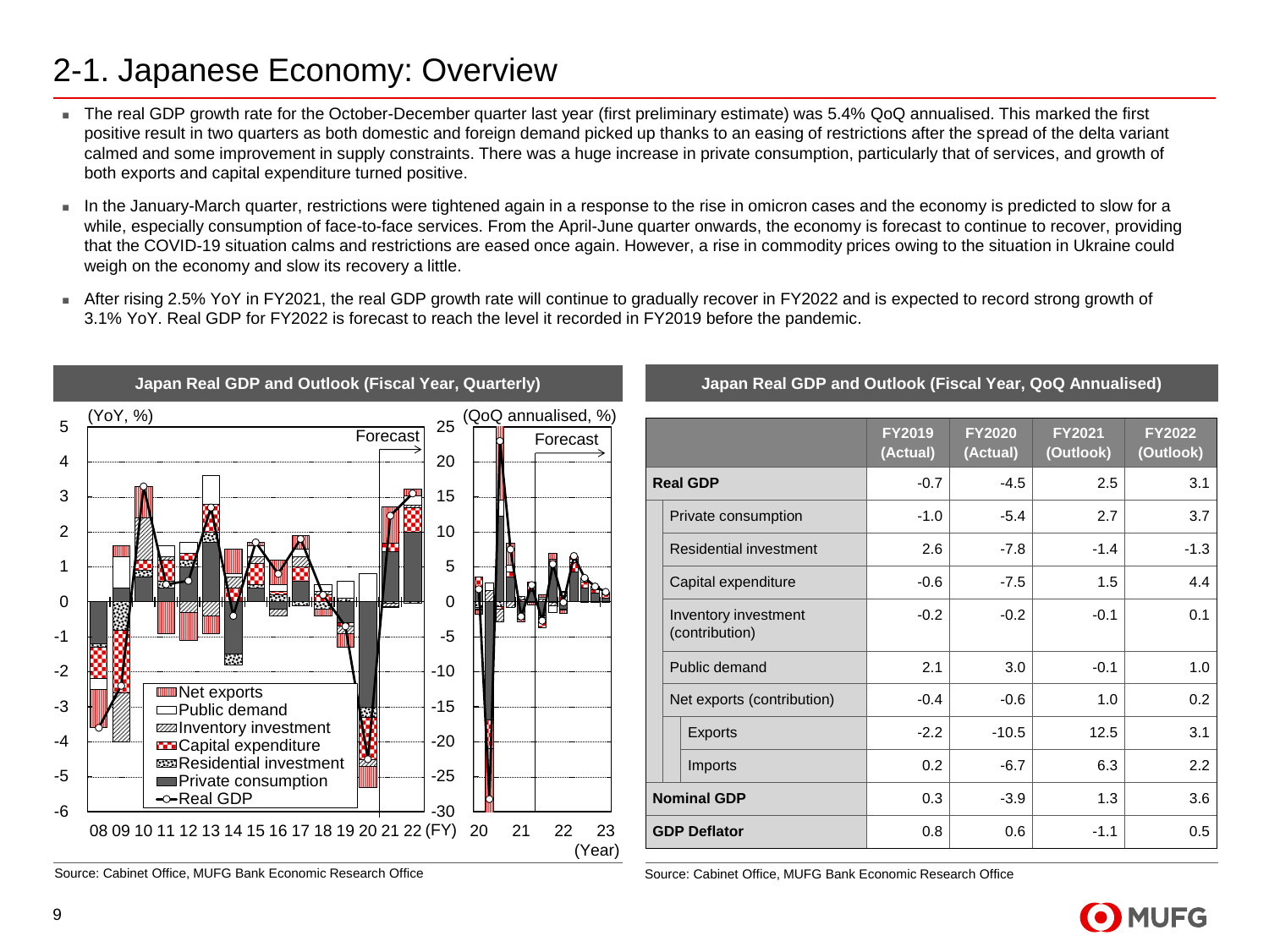# 2-1. Japanese Economy: Overview

- The real GDP growth rate for the October-December quarter last year (first preliminary estimate) was 5.4% QoQ annualised. This marked the first positive result in two quarters as both domestic and foreign demand picked up thanks to an easing of restrictions after the spread of the delta variant calmed and some improvement in supply constraints. There was a huge increase in private consumption, particularly that of services, and growth of both exports and capital expenditure turned positive.
- In the January-March quarter, restrictions were tightened again in a response to the rise in omicron cases and the economy is predicted to slow for a while, especially consumption of face-to-face services. From the April-June quarter onwards, the economy is forecast to continue to recover, providing that the COVID-19 situation calms and restrictions are eased once again. However, a rise in commodity prices owing to the situation in Ukraine could weigh on the economy and slow its recovery a little.
- After rising 2.5% YoY in FY2021, the real GDP growth rate will continue to gradually recover in FY2022 and is expected to record strong growth of 3.1% YoY. Real GDP for FY2022 is forecast to reach the level it recorded in FY2019 before the pandemic.

**Japan Real GDP and Outlook (Fiscal Year, Quarterly)**

Source: Cabinet Office, MUFG Bank Economic Research Office

**Japan Real GDP and Outlook (Fiscal Year, QoQ Annualised)**

| | FY2019 (Actual) | FY2020 (Actual) | FY2021 (Outlook) | FY2022 (Outlook) |
|---|---|---|---|---|
| **Real GDP** | -0.7 | -4.5 | 2.5 | 3.1 |
| Private consumption | -1.0 | -5.4 | 2.7 | 3.7 |
| Residential investment | 2.6 | -7.8 | -1.4 | -1.3 |
| Capital expenditure | -0.6 | -7.5 | 1.5 | 4.4 |
| Inventory investment (contribution) | -0.2 | -0.2 | -0.1 | 0.1 |
| Public demand | 2.1 | 3.0 | -0.1 | 1.0 |
| Net exports (contribution) | -0.4 | -0.6 | 1.0 | 0.2 |
| Exports | -2.2 | -10.5 | 12.5 | 3.1 |
| Imports | 0.2 | -6.7 | 6.3 | 2.2 |
| **Nominal GDP** | 0.3 | -3.9 | 1.3 | 3.6 |
| **GDP Deflator** | 0.8 | 0.6 | -1.1 | 0.5 |

Source: Cabinet Office, MUFG Bank Economic Research Office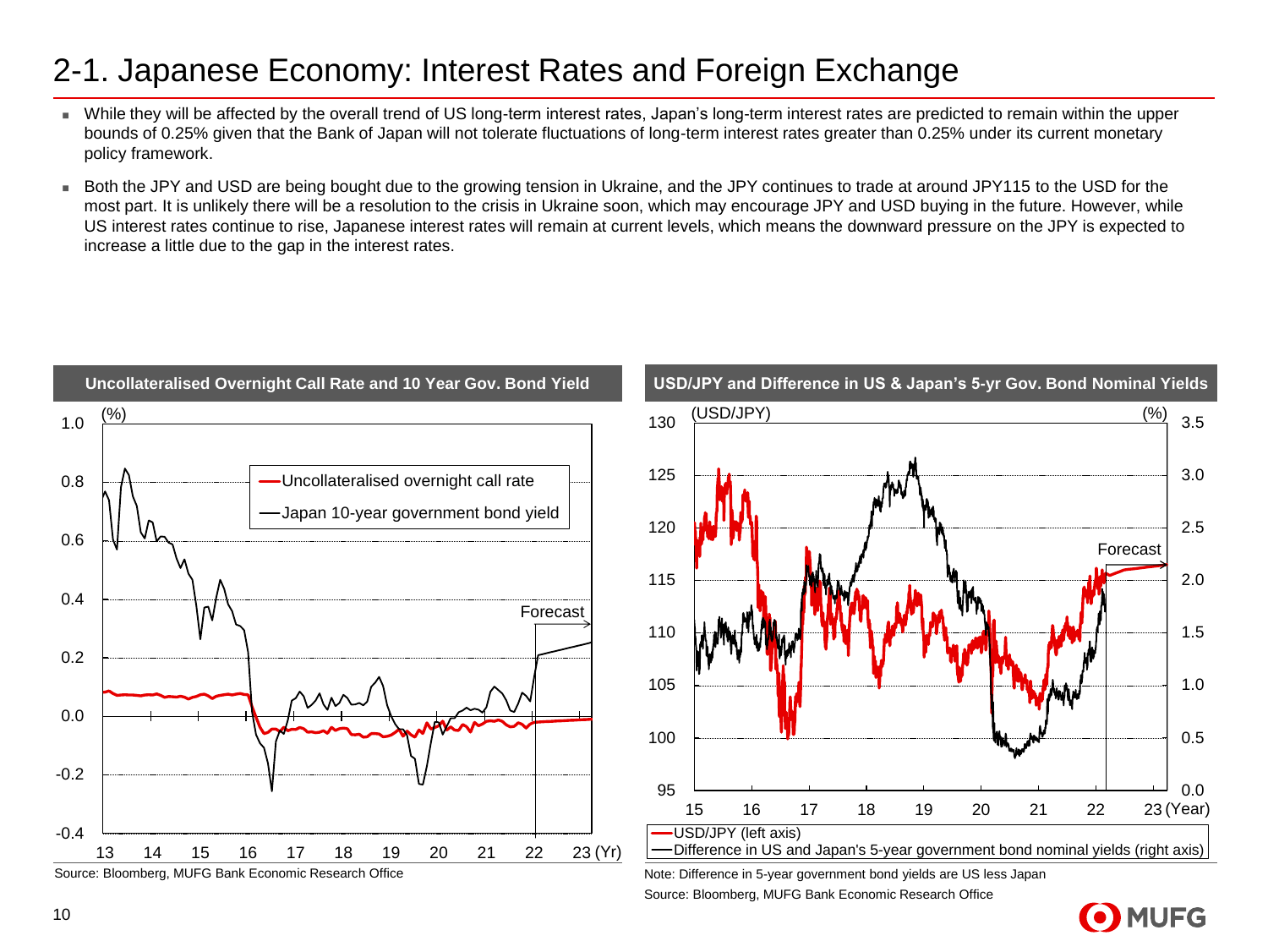# 2-1. Japanese Economy: Interest Rates and Foreign Exchange

- While they will be affected by the overall trend of US long-term interest rates, Japan's long-term interest rates are predicted to remain within the upper bounds of 0.25% given that the Bank of Japan will not tolerate fluctuations of long-term interest rates greater than 0.25% under its current monetary policy framework.
- Both the JPY and USD are being bought due to the growing tension in Ukraine, and the JPY continues to trade at around JPY115 to the USD for the most part. It is unlikely there will be a resolution to the crisis in Ukraine soon, which may encourage JPY and USD buying in the future. However, while US interest rates continue to rise, Japanese interest rates will remain at current levels, which means the downward pressure on the JPY is expected to increase a little due to the gap in the interest rates.

**Uncollateralised Overnight Call Rate and 10 Year Gov. Bond Yield**

Source: Bloomberg, MUFG Bank Economic Research Office

**USD/JPY and Difference in US & Japan's 5-yr Gov. Bond Nominal Yields**

Note: Difference in 5-year government bond yields are US less Japan

Source: Bloomberg, MUFG Bank Economic Research Office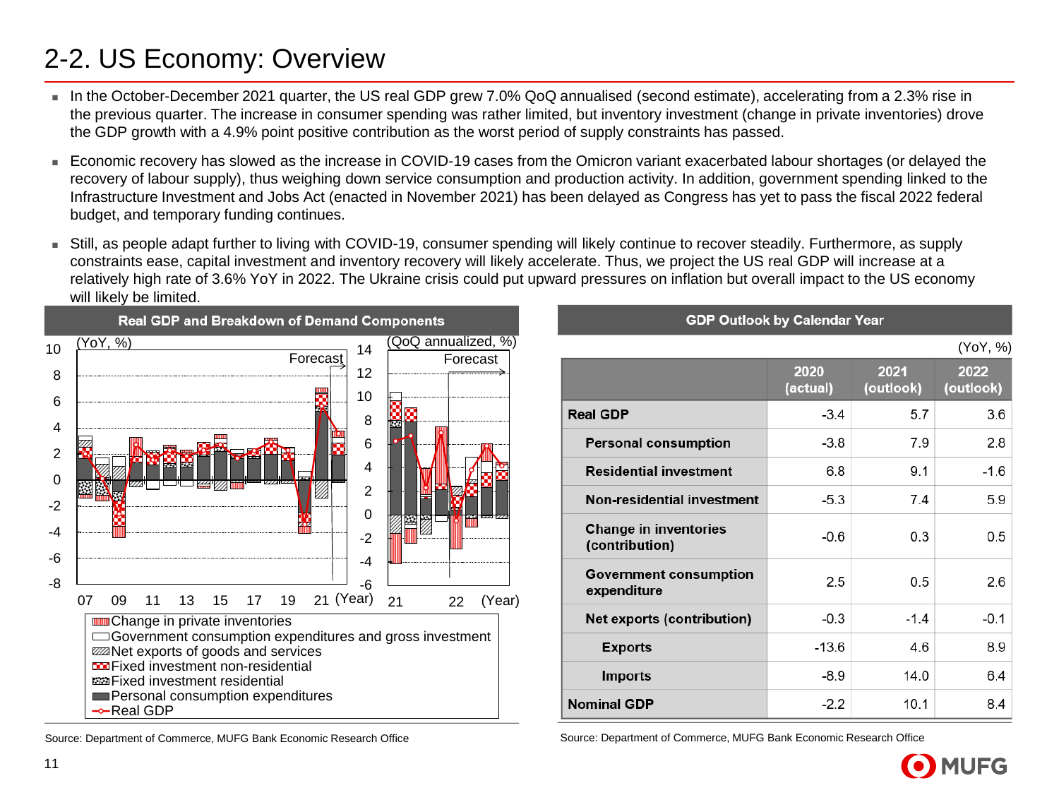# 2-2. US Economy: Overview

- In the October-December 2021 quarter, the US real GDP grew 7.0% QoQ annualised (second estimate), accelerating from a 2.3% rise in the previous quarter. The increase in consumer spending was rather limited, but inventory investment (change in private inventories) drove the GDP growth with a 4.9% point positive contribution as the worst period of supply constraints has passed.
- Economic recovery has slowed as the increase in COVID-19 cases from the Omicron variant exacerbated labour shortages (or delayed the recovery of labour supply), thus weighing down service consumption and production activity. In addition, government spending linked to the Infrastructure Investment and Jobs Act (enacted in November 2021) has been delayed as Congress has yet to pass the fiscal 2022 federal budget, and temporary funding continues.
- Still, as people adapt further to living with COVID-19, consumer spending will likely continue to recover steadily. Furthermore, as supply constraints ease, capital investment and inventory recovery will likely accelerate. Thus, we project the US real GDP will increase at a relatively high rate of 3.6% YoY in 2022. The Ukraine crisis could put upward pressures on inflation but overall impact to the US economy will likely be limited.

**Real GDP and Breakdown of Demand Components**

(YoY, %) / (QoQ annualized, %)

Legend: Change in private inventories; Government consumption expenditures and gross investment; Net exports of goods and services; Fixed investment non-residential; Fixed investment residential; Personal consumption expenditures; Real GDP

Source: Department of Commerce, MUFG Bank Economic Research Office

**GDP Outlook by Calendar Year**

(YoY, %)

| | 2020 (actual) | 2021 (outlook) | 2022 (outlook) |
|---|---|---|---|
| **Real GDP** | -3.4 | 5.7 | 3.6 |
| Personal consumption | -3.8 | 7.9 | 2.8 |
| Residential investment | 6.8 | 9.1 | -1.6 |
| Non-residential investment | -5.3 | 7.4 | 5.9 |
| Change in inventories (contribution) | -0.6 | 0.3 | 0.5 |
| Government consumption expenditure | 2.5 | 0.5 | 2.6 |
| Net exports (contribution) | -0.3 | -1.4 | -0.1 |
| Exports | -13.6 | 4.6 | 8.9 |
| Imports | -8.9 | 14.0 | 6.4 |
| **Nominal GDP** | -2.2 | 10.1 | 8.4 |

Source: Department of Commerce, MUFG Bank Economic Research Office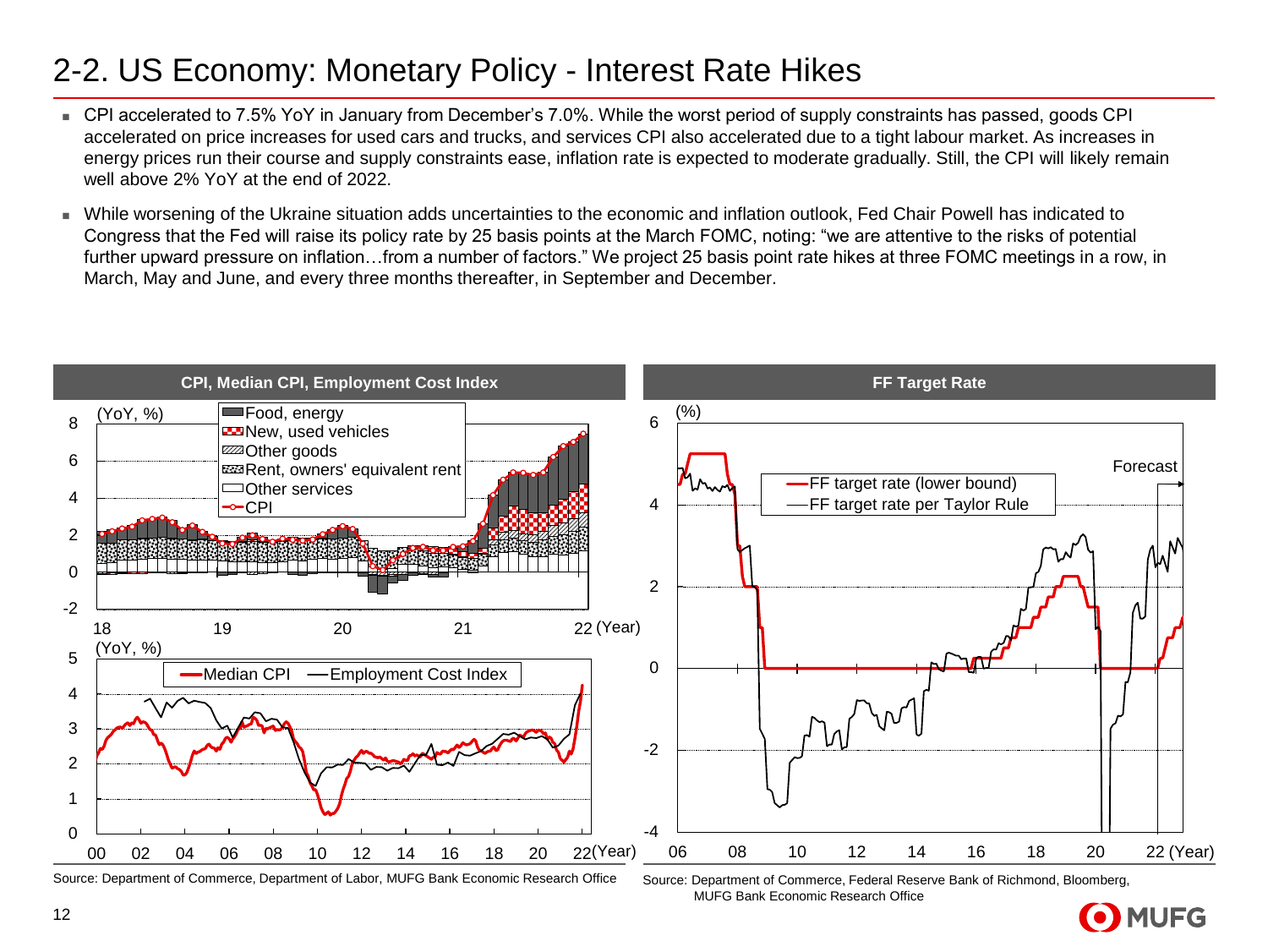# 2-2. US Economy: Monetary Policy - Interest Rate Hikes

- CPI accelerated to 7.5% YoY in January from December's 7.0%. While the worst period of supply constraints has passed, goods CPI accelerated on price increases for used cars and trucks, and services CPI also accelerated due to a tight labour market. As increases in energy prices run their course and supply constraints ease, inflation rate is expected to moderate gradually. Still, the CPI will likely remain well above 2% YoY at the end of 2022.
- While worsening of the Ukraine situation adds uncertainties to the economic and inflation outlook, Fed Chair Powell has indicated to Congress that the Fed will raise its policy rate by 25 basis points at the March FOMC, noting: "we are attentive to the risks of potential further upward pressure on inflation…from a number of factors." We project 25 basis point rate hikes at three FOMC meetings in a row, in March, May and June, and every three months thereafter, in September and December.

**CPI, Median CPI, Employment Cost Index**

Source: Department of Commerce, Department of Labor, MUFG Bank Economic Research Office

**FF Target Rate**

Source: Department of Commerce, Federal Reserve Bank of Richmond, Bloomberg, MUFG Bank Economic Research Office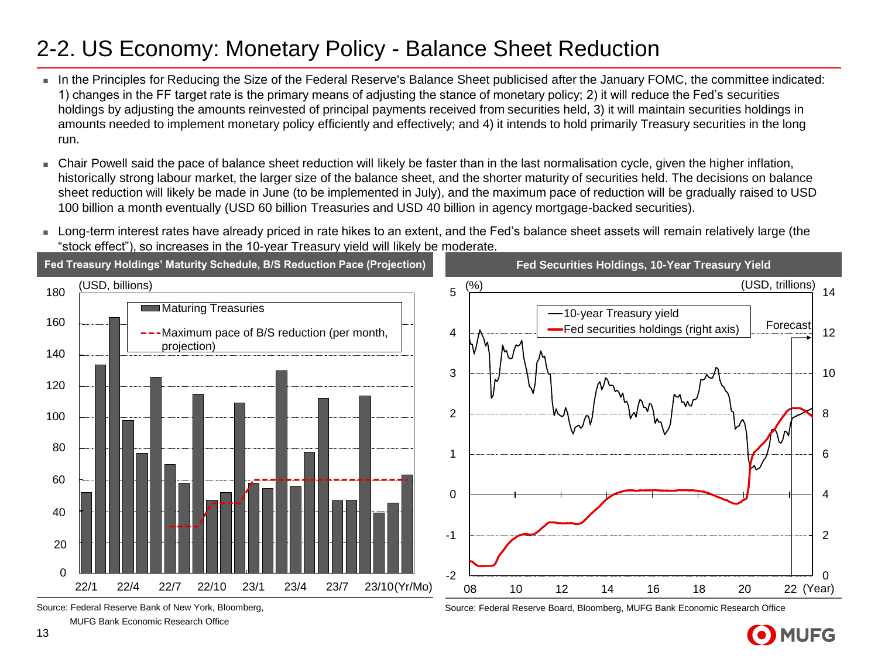# 2-2. US Economy: Monetary Policy - Balance Sheet Reduction

- In the Principles for Reducing the Size of the Federal Reserve's Balance Sheet publicised after the January FOMC, the committee indicated: 1) changes in the FF target rate is the primary means of adjusting the stance of monetary policy; 2) it will reduce the Fed's securities holdings by adjusting the amounts reinvested of principal payments received from securities held, 3) it will maintain securities holdings in amounts needed to implement monetary policy efficiently and effectively; and 4) it intends to hold primarily Treasury securities in the long run.
- Chair Powell said the pace of balance sheet reduction will likely be faster than in the last normalisation cycle, given the higher inflation, historically strong labour market, the larger size of the balance sheet, and the shorter maturity of securities held. The decisions on balance sheet reduction will likely be made in June (to be implemented in July), and the maximum pace of reduction will be gradually raised to USD 100 billion a month eventually (USD 60 billion Treasuries and USD 40 billion in agency mortgage-backed securities).
- Long-term interest rates have already priced in rate hikes to an extent, and the Fed's balance sheet assets will remain relatively large (the "stock effect"), so increases in the 10-year Treasury yield will likely be moderate.

**Fed Treasury Holdings' Maturity Schedule, B/S Reduction Pace (Projection)**

(USD, billions)

Legend: Maturing Treasuries; Maximum pace of B/S reduction (per month, projection)

Source: Federal Reserve Bank of New York, Bloomberg, MUFG Bank Economic Research Office

**Fed Securities Holdings, 10-Year Treasury Yield**

(%) / (USD, trillions)

Legend: 10-year Treasury yield; Fed securities holdings (right axis); Forecast

Source: Federal Reserve Board, Bloomberg, MUFG Bank Economic Research Office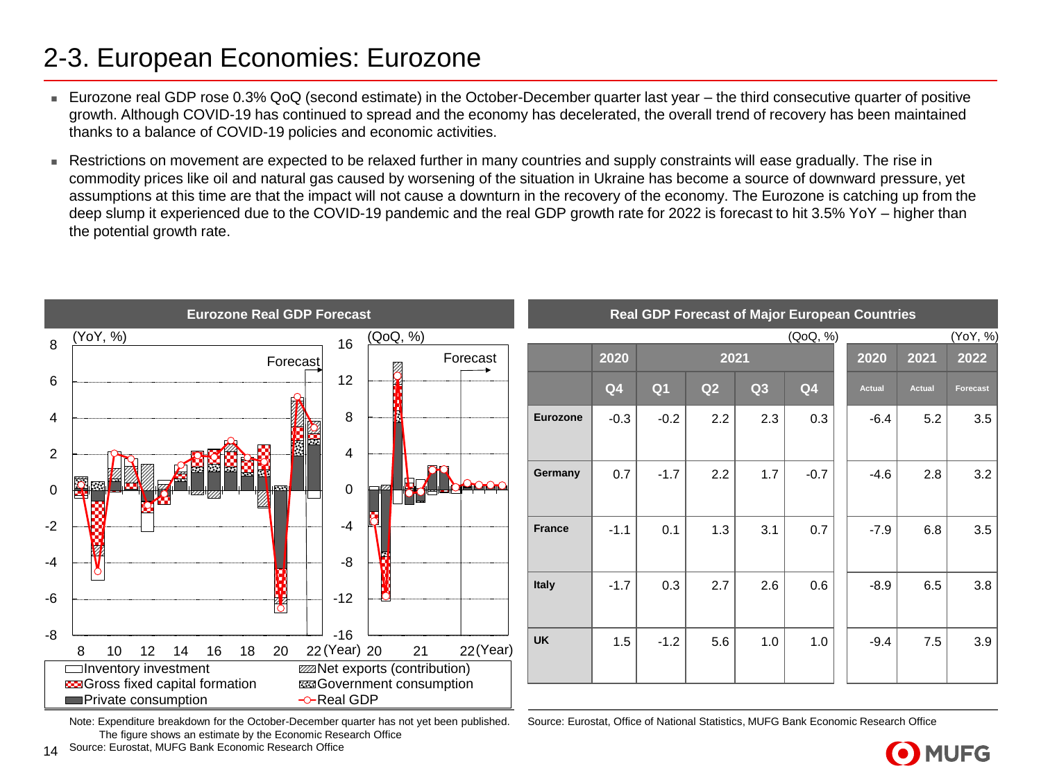# 2-3. European Economies: Eurozone

- Eurozone real GDP rose 0.3% QoQ (second estimate) in the October-December quarter last year – the third consecutive quarter of positive growth. Although COVID-19 has continued to spread and the economy has decelerated, the overall trend of recovery has been maintained thanks to a balance of COVID-19 policies and economic activities.
- Restrictions on movement are expected to be relaxed further in many countries and supply constraints will ease gradually. The rise in commodity prices like oil and natural gas caused by worsening of the situation in Ukraine has become a source of downward pressure, yet assumptions at this time are that the impact will not cause a downturn in the recovery of the economy. The Eurozone is catching up from the deep slump it experienced due to the COVID-19 pandemic and the real GDP growth rate for 2022 is forecast to hit 3.5% YoY – higher than the potential growth rate.

**Eurozone Real GDP Forecast**

(YoY, %) / (QoQ, %)

Forecast

Legend: Inventory investment; Net exports (contribution); Gross fixed capital formation; Government consumption; Private consumption; Real GDP

Note: Expenditure breakdown for the October-December quarter has not yet been published. The figure shows an estimate by the Economic Research Office

Source: Eurostat, MUFG Bank Economic Research Office

**Real GDP Forecast of Major European Countries**

| | 2020 | 2021 | | | | 2020 | 2021 | 2022 |
|---|---|---|---|---|---|---|---|---|
| | (QoQ, %) | | | | | (YoY, %) | | |
| | Q4 | Q1 | Q2 | Q3 | Q4 | Actual | Actual | Forecast |
| **Eurozone** | -0.3 | -0.2 | 2.2 | 2.3 | 0.3 | -6.4 | 5.2 | 3.5 |
| **Germany** | 0.7 | -1.7 | 2.2 | 1.7 | -0.7 | -4.6 | 2.8 | 3.2 |
| **France** | -1.1 | 0.1 | 1.3 | 3.1 | 0.7 | -7.9 | 6.8 | 3.5 |
| **Italy** | -1.7 | 0.3 | 2.7 | 2.6 | 0.6 | -8.9 | 6.5 | 3.8 |
| **UK** | 1.5 | -1.2 | 5.6 | 1.0 | 1.0 | -9.4 | 7.5 | 3.9 |

Source: Eurostat, Office of National Statistics, MUFG Bank Economic Research Office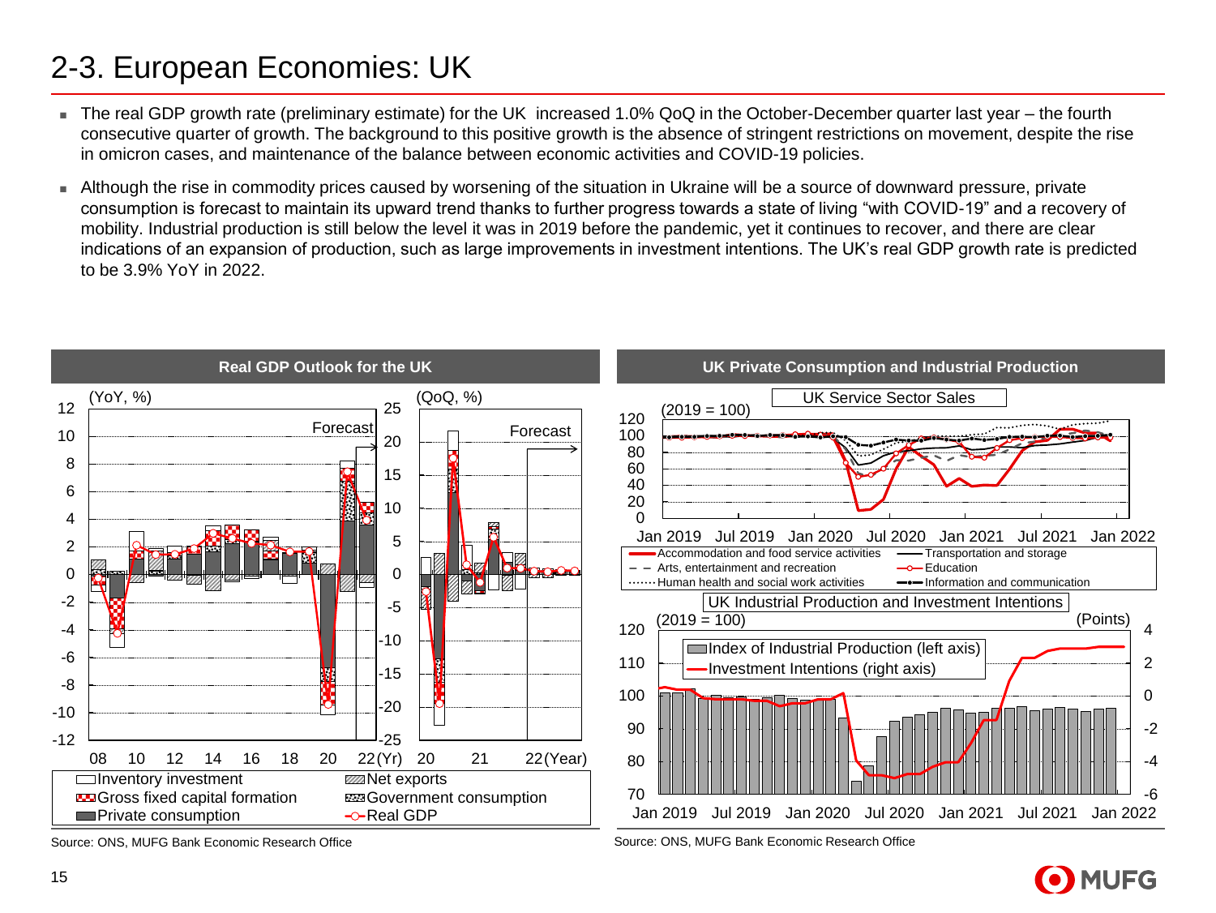# 2-3. European Economies: UK

- The real GDP growth rate (preliminary estimate) for the UK increased 1.0% QoQ in the October-December quarter last year – the fourth consecutive quarter of growth. The background to this positive growth is the absence of stringent restrictions on movement, despite the rise in omicron cases, and maintenance of the balance between economic activities and COVID-19 policies.
- Although the rise in commodity prices caused by worsening of the situation in Ukraine will be a source of downward pressure, private consumption is forecast to maintain its upward trend thanks to further progress towards a state of living "with COVID-19" and a recovery of mobility. Industrial production is still below the level it was in 2019 before the pandemic, yet it continues to recover, and there are clear indications of an expansion of production, such as large improvements in investment intentions. The UK's real GDP growth rate is predicted to be 3.9% YoY in 2022.

**Real GDP Outlook for the UK**

(YoY, %) (QoQ, %)

Forecast | Forecast

Inventory investment; Net exports; Gross fixed capital formation; Government consumption; Private consumption; Real GDP

Source: ONS, MUFG Bank Economic Research Office

**UK Private Consumption and Industrial Production**

UK Service Sector Sales (2019 = 100)

Accommodation and food service activities; Transportation and storage; Arts, entertainment and recreation; Education; Human health and social work activities; Information and communication

UK Industrial Production and Investment Intentions (2019 = 100) (Points)

Index of Industrial Production (left axis); Investment Intentions (right axis)

Source: ONS, MUFG Bank Economic Research Office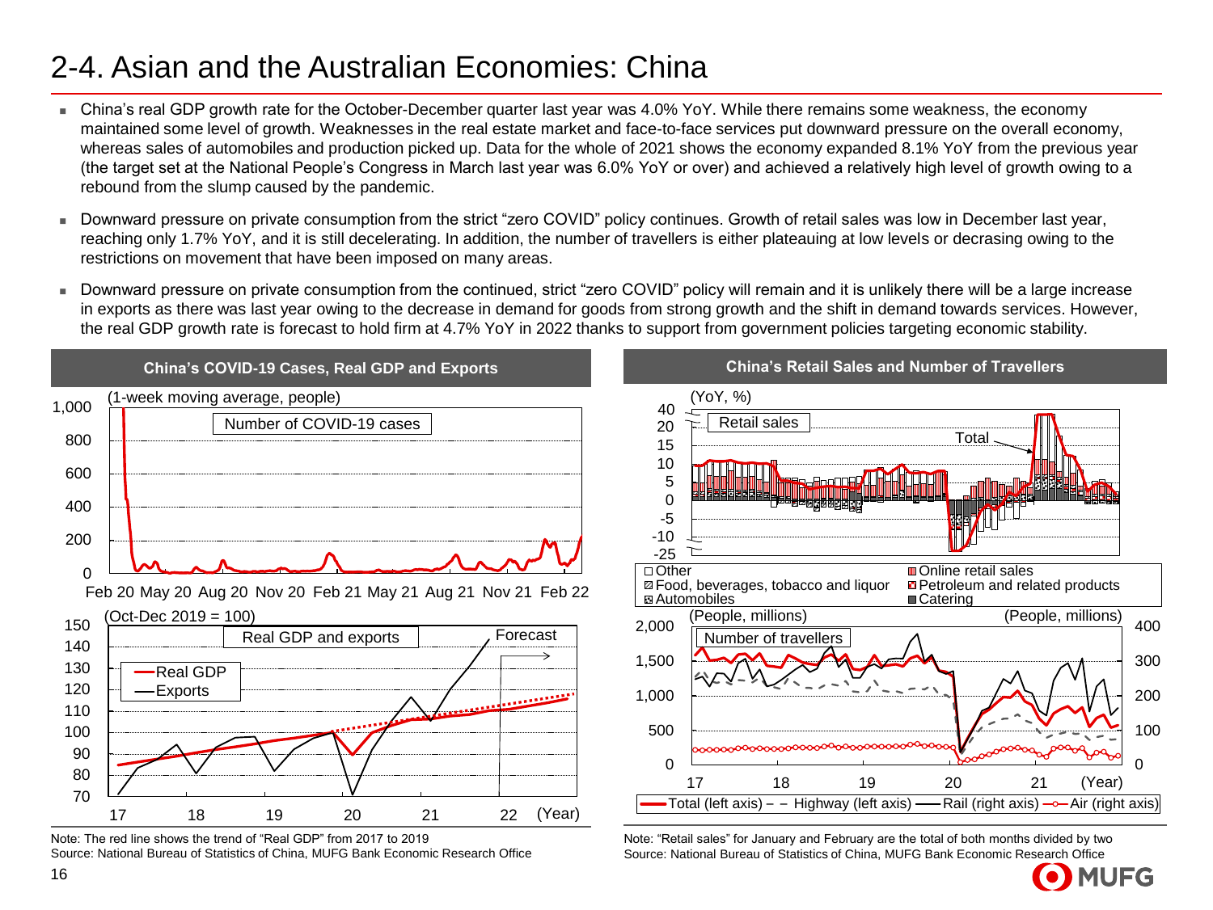# 2-4. Asian and the Australian Economies: China

- China's real GDP growth rate for the October-December quarter last year was 4.0% YoY. While there remains some weakness, the economy maintained some level of growth. Weaknesses in the real estate market and face-to-face services put downward pressure on the overall economy, whereas sales of automobiles and production picked up. Data for the whole of 2021 shows the economy expanded 8.1% YoY from the previous year (the target set at the National People's Congress in March last year was 6.0% YoY or over) and achieved a relatively high level of growth owing to a rebound from the slump caused by the pandemic.
- Downward pressure on private consumption from the strict "zero COVID" policy continues. Growth of retail sales was low in December last year, reaching only 1.7% YoY, and it is still decelerating. In addition, the number of travellers is either plateauing at low levels or decrasing owing to the restrictions on movement that have been imposed on many areas.
- Downward pressure on private consumption from the continued, strict "zero COVID" policy will remain and it is unlikely there will be a large increase in exports as there was last year owing to the decrease in demand for goods from strong growth and the shift in demand towards services. However, the real GDP growth rate is forecast to hold firm at 4.7% YoY in 2022 thanks to support from government policies targeting economic stability.

**China's COVID-19 Cases, Real GDP and Exports**

Note: The red line shows the trend of "Real GDP" from 2017 to 2019
Source: National Bureau of Statistics of China, MUFG Bank Economic Research Office

**China's Retail Sales and Number of Travellers**

Note: "Retail sales" for January and February are the total of both months divided by two
Source: National Bureau of Statistics of China, MUFG Bank Economic Research Office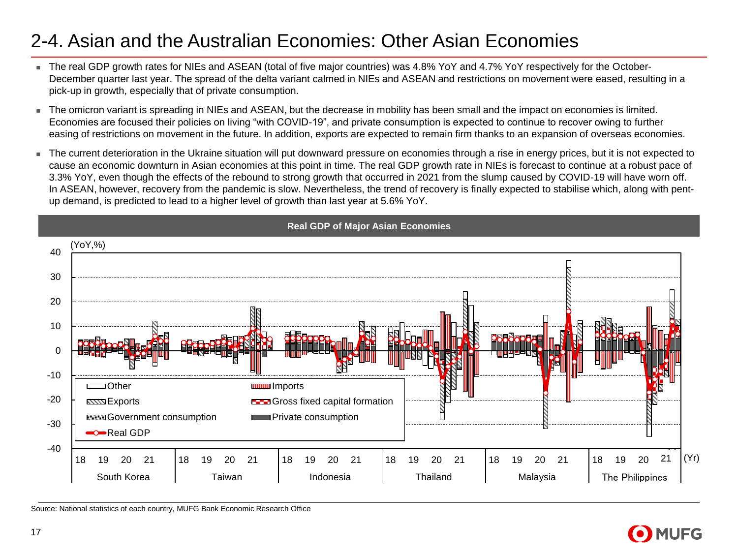# 2-4. Asian and the Australian Economies: Other Asian Economies

- The real GDP growth rates for NIEs and ASEAN (total of five major countries) was 4.8% YoY and 4.7% YoY respectively for the October-December quarter last year. The spread of the delta variant calmed in NIEs and ASEAN and restrictions on movement were eased, resulting in a pick-up in growth, especially that of private consumption.
- The omicron variant is spreading in NIEs and ASEAN, but the decrease in mobility has been small and the impact on economies is limited. Economies are focused their policies on living "with COVID-19", and private consumption is expected to continue to recover owing to further easing of restrictions on movement in the future. In addition, exports are expected to remain firm thanks to an expansion of overseas economies.
- The current deterioration in the Ukraine situation will put downward pressure on economies through a rise in energy prices, but it is not expected to cause an economic downturn in Asian economies at this point in time. The real GDP growth rate in NIEs is forecast to continue at a robust pace of 3.3% YoY, even though the effects of the rebound to strong growth that occurred in 2021 from the slump caused by COVID-19 will have worn off. In ASEAN, however, recovery from the pandemic is slow. Nevertheless, the trend of recovery is finally expected to stabilise which, along with pent-up demand, is predicted to lead to a higher level of growth than last year at 5.6% YoY.

**Real GDP of Major Asian Economies**

(YoY,%)

Legend: Other, Imports, Exports, Gross fixed capital formation, Government consumption, Private consumption, Real GDP

X-axis: 18 19 20 21 — South Korea; 18 19 20 21 — Taiwan; 18 19 20 21 — Indonesia; 18 19 20 21 — Thailand; 18 19 20 21 — Malaysia; 18 19 20 21 — The Philippines (Yr)

Source: National statistics of each country, MUFG Bank Economic Research Office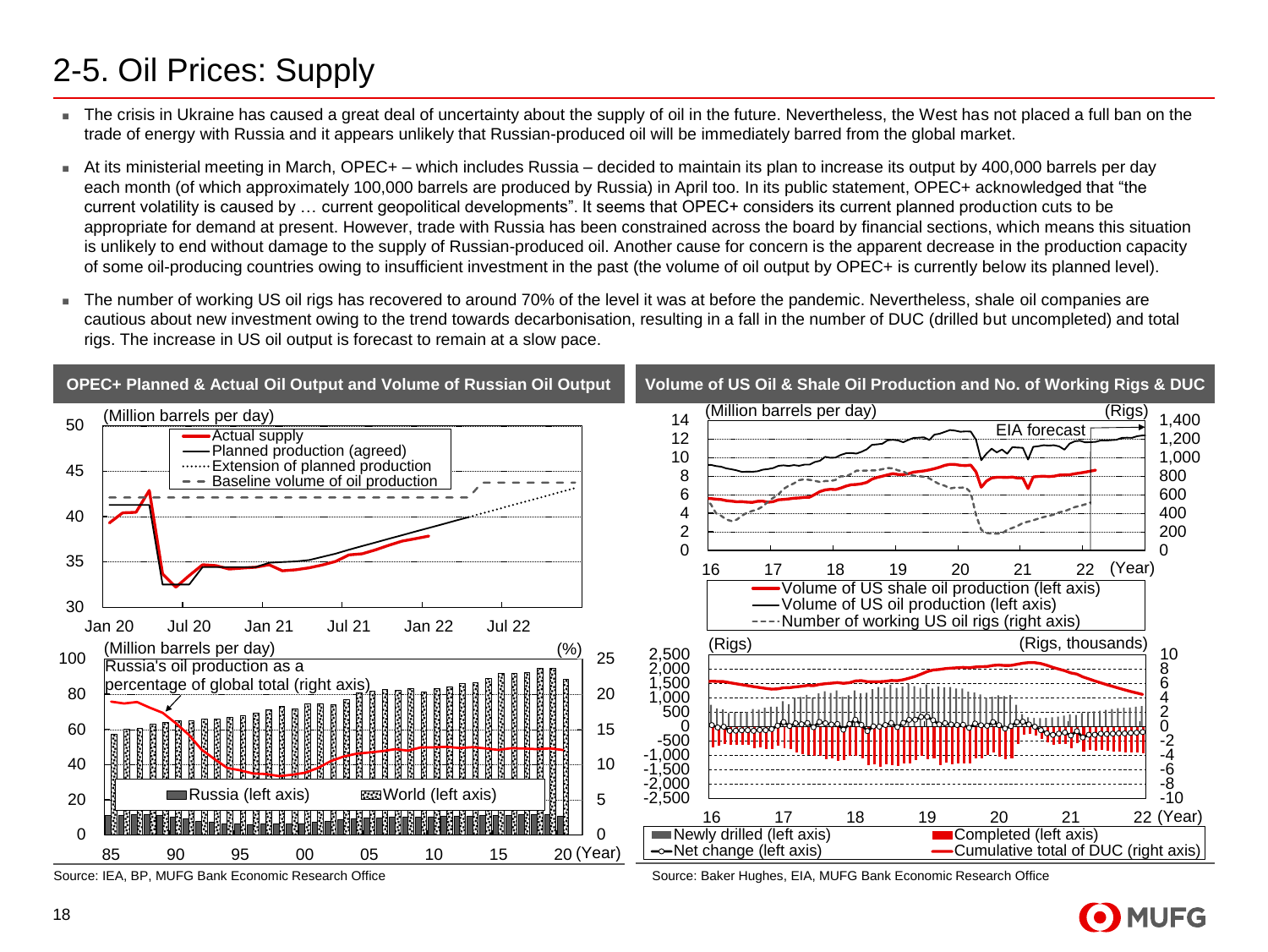# 2-5. Oil Prices: Supply

- The crisis in Ukraine has caused a great deal of uncertainty about the supply of oil in the future. Nevertheless, the West has not placed a full ban on the trade of energy with Russia and it appears unlikely that Russian-produced oil will be immediately barred from the global market.
- At its ministerial meeting in March, OPEC+ – which includes Russia – decided to maintain its plan to increase its output by 400,000 barrels per day each month (of which approximately 100,000 barrels are produced by Russia) in April too. In its public statement, OPEC+ acknowledged that "the current volatility is caused by … current geopolitical developments". It seems that OPEC+ considers its current planned production cuts to be appropriate for demand at present. However, trade with Russia has been constrained across the board by financial sections, which means this situation is unlikely to end without damage to the supply of Russian-produced oil. Another cause for concern is the apparent decrease in the production capacity of some oil-producing countries owing to insufficient investment in the past (the volume of oil output by OPEC+ is currently below its planned level).
- The number of working US oil rigs has recovered to around 70% of the level it was at before the pandemic. Nevertheless, shale oil companies are cautious about new investment owing to the trend towards decarbonisation, resulting in a fall in the number of DUC (drilled but uncompleted) and total rigs. The increase in US oil output is forecast to remain at a slow pace.

**OPEC+ Planned & Actual Oil Output and Volume of Russian Oil Output**

Source: IEA, BP, MUFG Bank Economic Research Office

**Volume of US Oil & Shale Oil Production and No. of Working Rigs & DUC**

Source: Baker Hughes, EIA, MUFG Bank Economic Research Office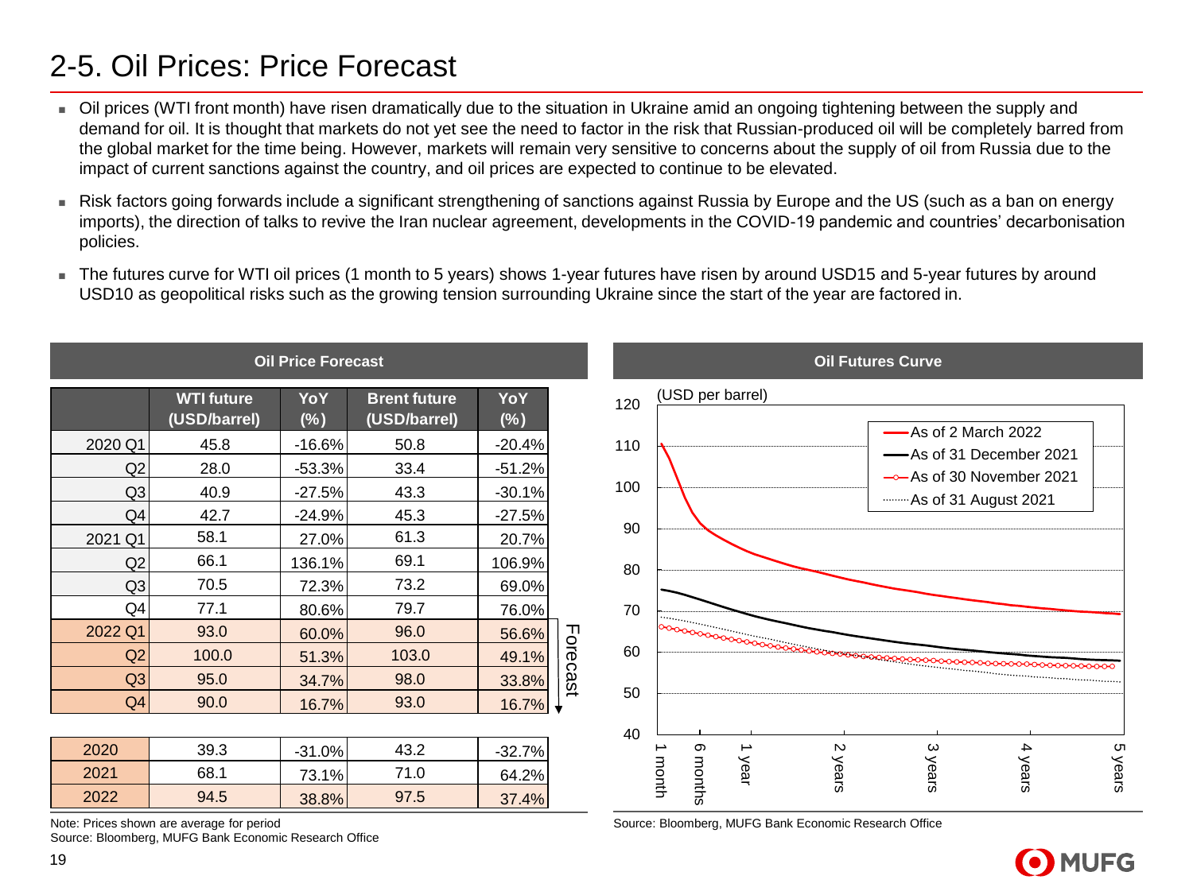# 2-5. Oil Prices: Price Forecast

- Oil prices (WTI front month) have risen dramatically due to the situation in Ukraine amid an ongoing tightening between the supply and demand for oil. It is thought that markets do not yet see the need to factor in the risk that Russian-produced oil will be completely barred from the global market for the time being. However, markets will remain very sensitive to concerns about the supply of oil from Russia due to the impact of current sanctions against the country, and oil prices are expected to continue to be elevated.
- Risk factors going forwards include a significant strengthening of sanctions against Russia by Europe and the US (such as a ban on energy imports), the direction of talks to revive the Iran nuclear agreement, developments in the COVID-19 pandemic and countries' decarbonisation policies.
- The futures curve for WTI oil prices (1 month to 5 years) shows 1-year futures have risen by around USD15 and 5-year futures by around USD10 as geopolitical risks such as the growing tension surrounding Ukraine since the start of the year are factored in.

**Oil Price Forecast**

| | WTI future (USD/barrel) | YoY (%) | Brent future (USD/barrel) | YoY (%) |
|---|---|---|---|---|
| 2020 Q1 | 45.8 | -16.6% | 50.8 | -20.4% |
| Q2 | 28.0 | -53.3% | 33.4 | -51.2% |
| Q3 | 40.9 | -27.5% | 43.3 | -30.1% |
| Q4 | 42.7 | -24.9% | 45.3 | -27.5% |
| 2021 Q1 | 58.1 | 27.0% | 61.3 | 20.7% |
| Q2 | 66.1 | 136.1% | 69.1 | 106.9% |
| Q3 | 70.5 | 72.3% | 73.2 | 69.0% |
| Q4 | 77.1 | 80.6% | 79.7 | 76.0% |
| 2022 Q1 | 93.0 | 60.0% | 96.0 | 56.6% |
| Q2 | 100.0 | 51.3% | 103.0 | 49.1% |
| Q3 | 95.0 | 34.7% | 98.0 | 33.8% |
| Q4 | 90.0 | 16.7% | 93.0 | 16.7% |

Forecast: 2022 Q1–Q4

| | WTI future (USD/barrel) | YoY (%) | Brent future (USD/barrel) | YoY (%) |
|---|---|---|---|---|
| 2020 | 39.3 | -31.0% | 43.2 | -32.7% |
| 2021 | 68.1 | 73.1% | 71.0 | 64.2% |
| 2022 | 94.5 | 38.8% | 97.5 | 37.4% |

Note: Prices shown are average for period
Source: Bloomberg, MUFG Bank Economic Research Office

**Oil Futures Curve**

(USD per barrel)

Legend: As of 2 March 2022; As of 31 December 2021; As of 30 November 2021; As of 31 August 2021

X-axis: 1 month, 6 months, 1 year, 2 years, 3 years, 4 years, 5 years

Source: Bloomberg, MUFG Bank Economic Research Office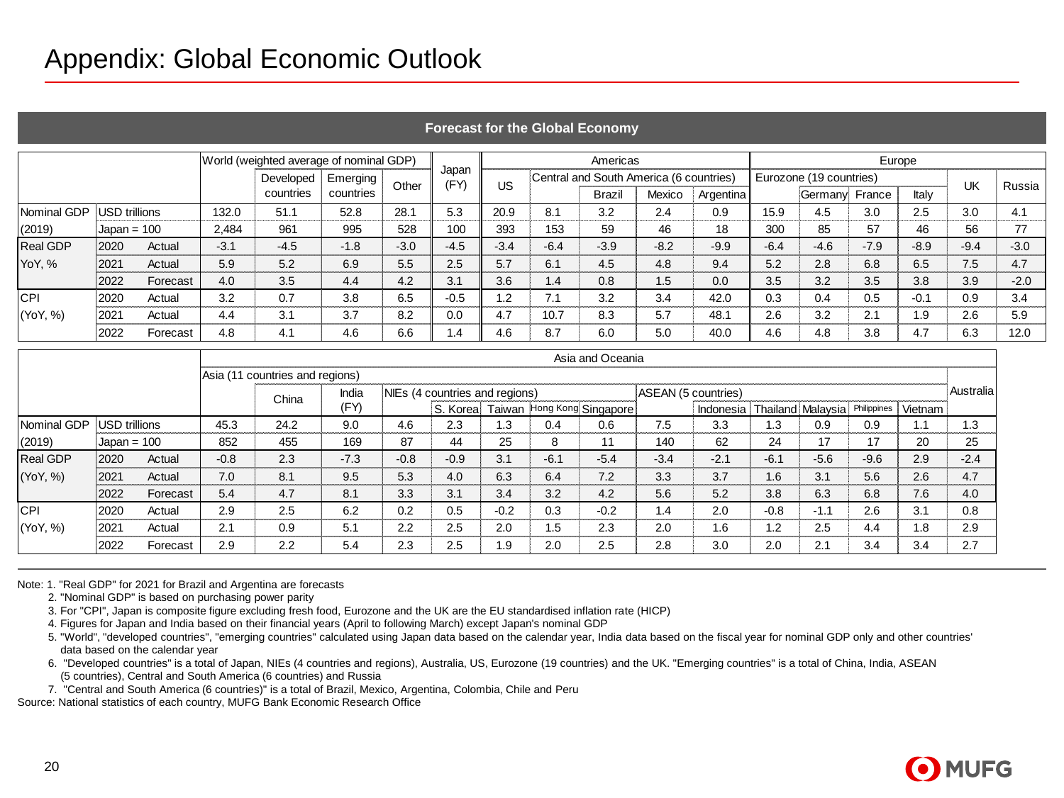# Appendix: Global Economic Outlook

**Forecast for the Global Economy**

| | | | World (weighted average of nominal GDP) | | | | Japan (FY) | Americas | | | | | Europe | | | | | |
|---|---|---|---|---|---|---|---|---|---|---|---|---|---|---|---|---|---|---|
| | | | | Developed countries | Emerging countries | Other | | US | Central and South America (6 countries) | Brazil | Mexico | Argentina | Eurozone (19 countries) | Germany | France | Italy | UK | Russia |
| Nominal GDP | USD trillions | | 132.0 | 51.1 | 52.8 | 28.1 | 5.3 | 20.9 | 8.1 | 3.2 | 2.4 | 0.9 | 15.9 | 4.5 | 3.0 | 2.5 | 3.0 | 4.1 |
| (2019) | Japan = 100 | | 2,484 | 961 | 995 | 528 | 100 | 393 | 153 | 59 | 46 | 18 | 300 | 85 | 57 | 46 | 56 | 77 |
| Real GDP | 2020 | Actual | -3.1 | -4.5 | -1.8 | -3.0 | -4.5 | -3.4 | -6.4 | -3.9 | -8.2 | -9.9 | -6.4 | -4.6 | -7.9 | -8.9 | -9.4 | -3.0 |
| YoY, % | 2021 | Actual | 5.9 | 5.2 | 6.9 | 5.5 | 2.5 | 5.7 | 6.1 | 4.5 | 4.8 | 9.4 | 5.2 | 2.8 | 6.8 | 6.5 | 7.5 | 4.7 |
| | 2022 | Forecast | 4.0 | 3.5 | 4.4 | 4.2 | 3.1 | 3.6 | 1.4 | 0.8 | 1.5 | 0.0 | 3.5 | 3.2 | 3.5 | 3.8 | 3.9 | -2.0 |
| CPI | 2020 | Actual | 3.2 | 0.7 | 3.8 | 6.5 | -0.5 | 1.2 | 7.1 | 3.2 | 3.4 | 42.0 | 0.3 | 0.4 | 0.5 | -0.1 | 0.9 | 3.4 |
| (YoY, %) | 2021 | Actual | 4.4 | 3.1 | 3.7 | 8.2 | 0.0 | 4.7 | 10.7 | 8.3 | 5.7 | 48.1 | 2.6 | 3.2 | 2.1 | 1.9 | 2.6 | 5.9 |
| | 2022 | Forecast | 4.8 | 4.1 | 4.6 | 6.6 | 1.4 | 4.6 | 8.7 | 6.0 | 5.0 | 40.0 | 4.6 | 4.8 | 3.8 | 4.7 | 6.3 | 12.0 |

| | | | Asia and Oceania | | | | | | | | | | | | | |
|---|---|---|---|---|---|---|---|---|---|---|---|---|---|---|---|---|
| | | | Asia (11 countries and regions) | China | India (FY) | NIEs (4 countries and regions) | S. Korea | Taiwan | Hong Kong | Singapore | ASEAN (5 countries) | Indonesia | Thailand | Malaysia | Philippines | Vietnam | Australia |
| Nominal GDP | USD trillions | | 45.3 | 24.2 | 9.0 | 4.6 | 2.3 | 1.3 | 0.4 | 0.6 | 7.5 | 3.3 | 1.3 | 0.9 | 0.9 | 1.1 | 1.3 |
| (2019) | Japan = 100 | | 852 | 455 | 169 | 87 | 44 | 25 | 8 | 11 | 140 | 62 | 24 | 17 | 17 | 20 | 25 |
| Real GDP | 2020 | Actual | -0.8 | 2.3 | -7.3 | -0.8 | -0.9 | 3.1 | -6.1 | -5.4 | -3.4 | -2.1 | -6.1 | -5.6 | -9.6 | 2.9 | -2.4 |
| (YoY, %) | 2021 | Actual | 7.0 | 8.1 | 9.5 | 5.3 | 4.0 | 6.3 | 6.4 | 7.2 | 3.3 | 3.7 | 1.6 | 3.1 | 5.6 | 2.6 | 4.7 |
| | 2022 | Forecast | 5.4 | 4.7 | 8.1 | 3.3 | 3.1 | 3.4 | 3.2 | 4.2 | 5.6 | 5.2 | 3.8 | 6.3 | 6.8 | 7.6 | 4.0 |
| CPI | 2020 | Actual | 2.9 | 2.5 | 6.2 | 0.2 | 0.5 | -0.2 | 0.3 | -0.2 | 1.4 | 2.0 | -0.8 | -1.1 | 2.6 | 3.1 | 0.8 |
| (YoY, %) | 2021 | Actual | 2.1 | 0.9 | 5.1 | 2.2 | 2.5 | 2.0 | 1.5 | 2.3 | 2.0 | 1.6 | 1.2 | 2.5 | 4.4 | 1.8 | 2.9 |
| | 2022 | Forecast | 2.9 | 2.2 | 5.4 | 2.3 | 2.5 | 1.9 | 2.0 | 2.5 | 2.8 | 3.0 | 2.0 | 2.1 | 3.4 | 3.4 | 2.7 |

Note: 1. "Real GDP" for 2021 for Brazil and Argentina are forecasts
2. "Nominal GDP" is based on purchasing power parity
3. For "CPI", Japan is composite figure excluding fresh food, Eurozone and the UK are the EU standardised inflation rate (HICP)
4. Figures for Japan and India based on their financial years (April to following March) except Japan's nominal GDP
5. "World", "developed countries", "emerging countries" calculated using Japan data based on the calendar year, India data based on the fiscal year for nominal GDP only and other countries' data based on the calendar year
6. "Developed countries" is a total of Japan, NIEs (4 countries and regions), Australia, US, Eurozone (19 countries) and the UK. "Emerging countries" is a total of China, India, ASEAN (5 countries), Central and South America (6 countries) and Russia
7. "Central and South America (6 countries)" is a total of Brazil, Mexico, Argentina, Colombia, Chile and Peru

Source: National statistics of each country, MUFG Bank Economic Research Office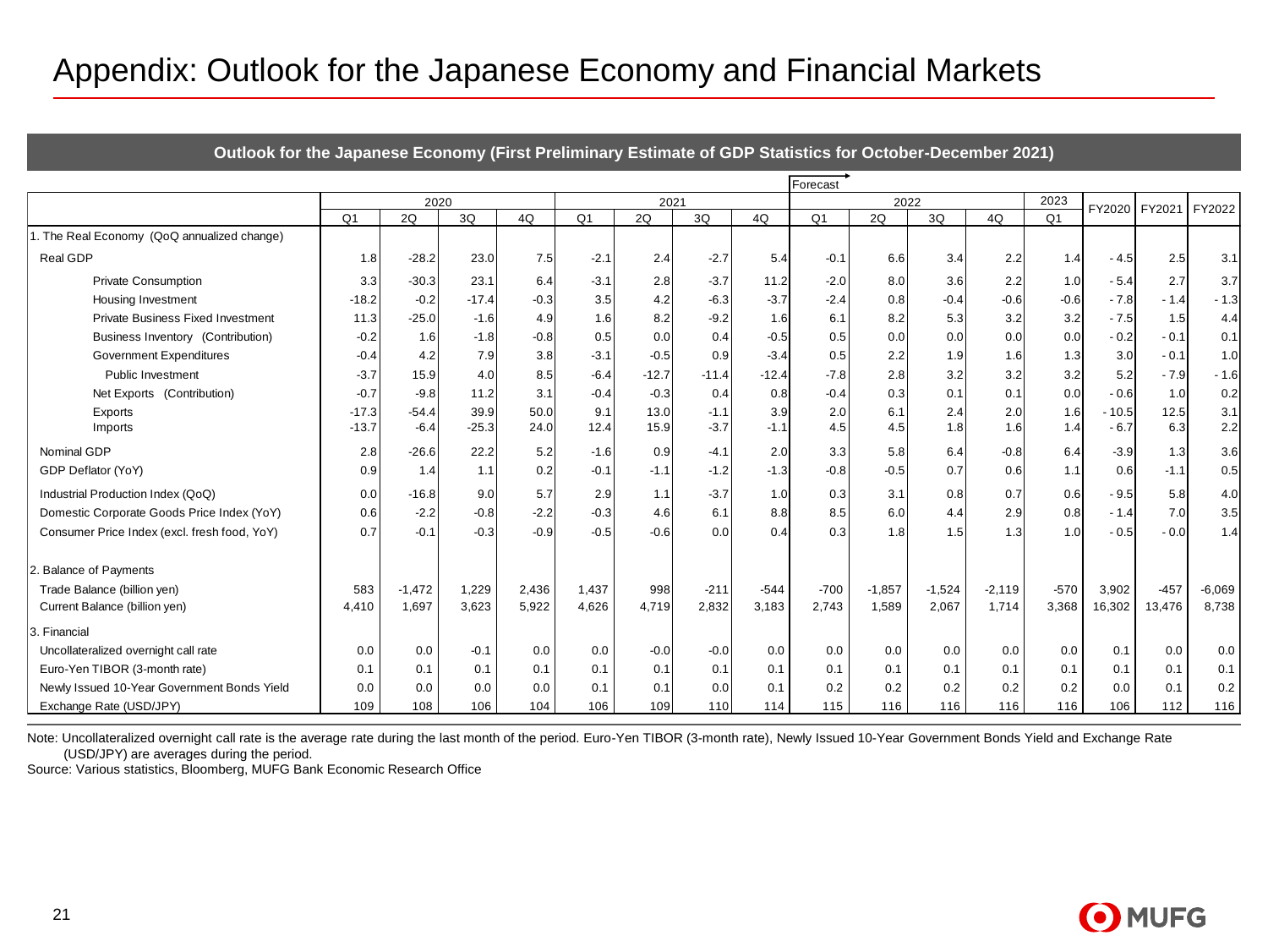# Appendix: Outlook for the Japanese Economy and Financial Markets

**Outlook for the Japanese Economy (First Preliminary Estimate of GDP Statistics for October-December 2021)**

| | 2020 | | | | 2021 | | | | Forecast 2022 | | | | 2023 | FY2020 | FY2021 | FY2022 |
|---|---|---|---|---|---|---|---|---|---|---|---|---|---|---|---|---|
| | Q1 | 2Q | 3Q | 4Q | Q1 | 2Q | 3Q | 4Q | Q1 | 2Q | 3Q | 4Q | Q1 | | | |
| 1. The Real Economy (QoQ annualized change) | | | | | | | | | | | | | | | | |
| Real GDP | 1.8 | -28.2 | 23.0 | 7.5 | -2.1 | 2.4 | -2.7 | 5.4 | -0.1 | 6.6 | 3.4 | 2.2 | 1.4 | - 4.5 | 2.5 | 3.1 |
| Private Consumption | 3.3 | -30.3 | 23.1 | 6.4 | -3.1 | 2.8 | -3.7 | 11.2 | -2.0 | 8.0 | 3.6 | 2.2 | 1.0 | - 5.4 | 2.7 | 3.7 |
| Housing Investment | -18.2 | -0.2 | -17.4 | -0.3 | 3.5 | 4.2 | -6.3 | -3.7 | -2.4 | 0.8 | -0.4 | -0.6 | -0.6 | - 7.8 | - 1.4 | - 1.3 |
| Private Business Fixed Investment | 11.3 | -25.0 | -1.6 | 4.9 | 1.6 | 8.2 | -9.2 | 1.6 | 6.1 | 8.2 | 5.3 | 3.2 | 3.2 | - 7.5 | 1.5 | 4.4 |
| Business Inventory (Contribution) | -0.2 | 1.6 | -1.8 | -0.8 | 0.5 | 0.0 | 0.4 | -0.5 | 0.5 | 0.0 | 0.0 | 0.0 | 0.0 | - 0.2 | - 0.1 | 0.1 |
| Government Expenditures | -0.4 | 4.2 | 7.9 | 3.8 | -3.1 | -0.5 | 0.9 | -3.4 | 0.5 | 2.2 | 1.9 | 1.6 | 1.3 | 3.0 | - 0.1 | 1.0 |
| Public Investment | -3.7 | 15.9 | 4.0 | 8.5 | -6.4 | -12.7 | -11.4 | -12.4 | -7.8 | 2.8 | 3.2 | 3.2 | 3.2 | 5.2 | - 7.9 | - 1.6 |
| Net Exports (Contribution) | -0.7 | -9.8 | 11.2 | 3.1 | -0.4 | -0.3 | 0.4 | 0.8 | -0.4 | 0.3 | 0.1 | 0.1 | 0.0 | - 0.6 | 1.0 | 0.2 |
| Exports | -17.3 | -54.4 | 39.9 | 50.0 | 9.1 | 13.0 | -1.1 | 3.9 | 2.0 | 6.1 | 2.4 | 2.0 | 1.6 | - 10.5 | 12.5 | 3.1 |
| Imports | -13.7 | -6.4 | -25.3 | 24.0 | 12.4 | 15.9 | -3.7 | -1.1 | 4.5 | 4.5 | 1.8 | 1.6 | 1.4 | - 6.7 | 6.3 | 2.2 |
| Nominal GDP | 2.8 | -26.6 | 22.2 | 5.2 | -1.6 | 0.9 | -4.1 | 2.0 | 3.3 | 5.8 | 6.4 | -0.8 | 6.4 | -3.9 | 1.3 | 3.6 |
| GDP Deflator (YoY) | 0.9 | 1.4 | 1.1 | 0.2 | -0.1 | -1.1 | -1.2 | -1.3 | -0.8 | -0.5 | 0.7 | 0.6 | 1.1 | 0.6 | -1.1 | 0.5 |
| Industrial Production Index (QoQ) | 0.0 | -16.8 | 9.0 | 5.7 | 2.9 | 1.1 | -3.7 | 1.0 | 0.3 | 3.1 | 0.8 | 0.7 | 0.6 | - 9.5 | 5.8 | 4.0 |
| Domestic Corporate Goods Price Index (YoY) | 0.6 | -2.2 | -0.8 | -2.2 | -0.3 | 4.6 | 6.1 | 8.8 | 8.5 | 6.0 | 4.4 | 2.9 | 0.8 | - 1.4 | 7.0 | 3.5 |
| Consumer Price Index (excl. fresh food, YoY) | 0.7 | -0.1 | -0.3 | -0.9 | -0.5 | -0.6 | 0.0 | 0.4 | 0.3 | 1.8 | 1.5 | 1.3 | 1.0 | - 0.5 | - 0.0 | 1.4 |
| 2. Balance of Payments | | | | | | | | | | | | | | | | |
| Trade Balance (billion yen) | 583 | -1,472 | 1,229 | 2,436 | 1,437 | 998 | -211 | -544 | -700 | -1,857 | -1,524 | -2,119 | -570 | 3,902 | -457 | -6,069 |
| Current Balance (billion yen) | 4,410 | 1,697 | 3,623 | 5,922 | 4,626 | 4,719 | 2,832 | 3,183 | 2,743 | 1,589 | 2,067 | 1,714 | 3,368 | 16,302 | 13,476 | 8,738 |
| 3. Financial | | | | | | | | | | | | | | | | |
| Uncollateralized overnight call rate | 0.0 | 0.0 | -0.1 | 0.0 | 0.0 | -0.0 | -0.0 | 0.0 | 0.0 | 0.0 | 0.0 | 0.0 | 0.0 | 0.1 | 0.0 | 0.0 |
| Euro-Yen TIBOR (3-month rate) | 0.1 | 0.1 | 0.1 | 0.1 | 0.1 | 0.1 | 0.1 | 0.1 | 0.1 | 0.1 | 0.1 | 0.1 | 0.1 | 0.1 | 0.1 | 0.1 |
| Newly Issued 10-Year Government Bonds Yield | 0.0 | 0.0 | 0.0 | 0.0 | 0.1 | 0.1 | 0.0 | 0.1 | 0.2 | 0.2 | 0.2 | 0.2 | 0.2 | 0.0 | 0.1 | 0.2 |
| Exchange Rate (USD/JPY) | 109 | 108 | 106 | 104 | 106 | 109 | 110 | 114 | 115 | 116 | 116 | 116 | 116 | 106 | 112 | 116 |

Note: Uncollateralized overnight call rate is the average rate during the last month of the period. Euro-Yen TIBOR (3-month rate), Newly Issued 10-Year Government Bonds Yield and Exchange Rate (USD/JPY) are averages during the period.

Source: Various statistics, Bloomberg, MUFG Bank Economic Research Office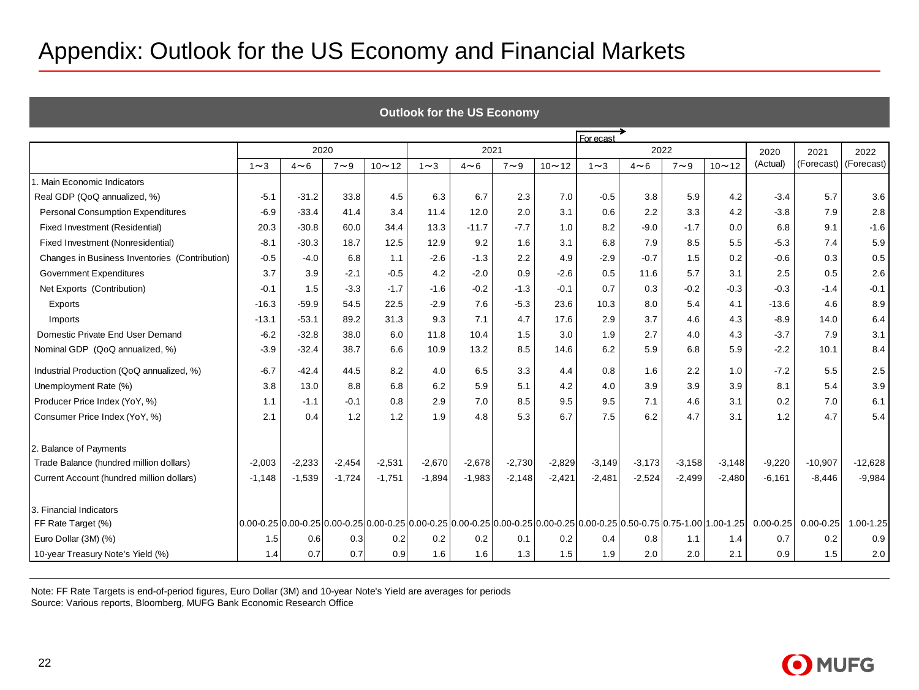# Appendix: Outlook for the US Economy and Financial Markets

**Outlook for the US Economy**

| | 2020 | | | | 2021 | | | | 2022 (Forecast →) | | | | 2020 | 2021 | 2022 |
|---|---|---|---|---|---|---|---|---|---|---|---|---|---|---|---|
| | 1～3 | 4～6 | 7～9 | 10～12 | 1～3 | 4～6 | 7～9 | 10～12 | 1～3 | 4～6 | 7～9 | 10～12 | (Actual) | (Forecast) | (Forecast) |
| 1. Main Economic Indicators | | | | | | | | | | | | | | | |
| Real GDP (QoQ annualized, %) | -5.1 | -31.2 | 33.8 | 4.5 | 6.3 | 6.7 | 2.3 | 7.0 | -0.5 | 3.8 | 5.9 | 4.2 | -3.4 | 5.7 | 3.6 |
| Personal Consumption Expenditures | -6.9 | -33.4 | 41.4 | 3.4 | 11.4 | 12.0 | 2.0 | 3.1 | 0.6 | 2.2 | 3.3 | 4.2 | -3.8 | 7.9 | 2.8 |
| Fixed Investment (Residential) | 20.3 | -30.8 | 60.0 | 34.4 | 13.3 | -11.7 | -7.7 | 1.0 | 8.2 | -9.0 | -1.7 | 0.0 | 6.8 | 9.1 | -1.6 |
| Fixed Investment (Nonresidential) | -8.1 | -30.3 | 18.7 | 12.5 | 12.9 | 9.2 | 1.6 | 3.1 | 6.8 | 7.9 | 8.5 | 5.5 | -5.3 | 7.4 | 5.9 |
| Changes in Business Inventories (Contribution) | -0.5 | -4.0 | 6.8 | 1.1 | -2.6 | -1.3 | 2.2 | 4.9 | -2.9 | -0.7 | 1.5 | 0.2 | -0.6 | 0.3 | 0.5 |
| Government Expenditures | 3.7 | 3.9 | -2.1 | -0.5 | 4.2 | -2.0 | 0.9 | -2.6 | 0.5 | 11.6 | 5.7 | 3.1 | 2.5 | 0.5 | 2.6 |
| Net Exports (Contribution) | -0.1 | 1.5 | -3.3 | -1.7 | -1.6 | -0.2 | -1.3 | -0.1 | 0.7 | 0.3 | -0.2 | -0.3 | -0.3 | -1.4 | -0.1 |
| Exports | -16.3 | -59.9 | 54.5 | 22.5 | -2.9 | 7.6 | -5.3 | 23.6 | 10.3 | 8.0 | 5.4 | 4.1 | -13.6 | 4.6 | 8.9 |
| Imports | -13.1 | -53.1 | 89.2 | 31.3 | 9.3 | 7.1 | 4.7 | 17.6 | 2.9 | 3.7 | 4.6 | 4.3 | -8.9 | 14.0 | 6.4 |
| Domestic Private End User Demand | -6.2 | -32.8 | 38.0 | 6.0 | 11.8 | 10.4 | 1.5 | 3.0 | 1.9 | 2.7 | 4.0 | 4.3 | -3.7 | 7.9 | 3.1 |
| Nominal GDP (QoQ annualized, %) | -3.9 | -32.4 | 38.7 | 6.6 | 10.9 | 13.2 | 8.5 | 14.6 | 6.2 | 5.9 | 6.8 | 5.9 | -2.2 | 10.1 | 8.4 |
| Industrial Production (QoQ annualized, %) | -6.7 | -42.4 | 44.5 | 8.2 | 4.0 | 6.5 | 3.3 | 4.4 | 0.8 | 1.6 | 2.2 | 1.0 | -7.2 | 5.5 | 2.5 |
| Unemployment Rate (%) | 3.8 | 13.0 | 8.8 | 6.8 | 6.2 | 5.9 | 5.1 | 4.2 | 4.0 | 3.9 | 3.9 | 3.9 | 8.1 | 5.4 | 3.9 |
| Producer Price Index (YoY, %) | 1.1 | -1.1 | -0.1 | 0.8 | 2.9 | 7.0 | 8.5 | 9.5 | 9.5 | 7.1 | 4.6 | 3.1 | 0.2 | 7.0 | 6.1 |
| Consumer Price Index (YoY, %) | 2.1 | 0.4 | 1.2 | 1.2 | 1.9 | 4.8 | 5.3 | 6.7 | 7.5 | 6.2 | 4.7 | 3.1 | 1.2 | 4.7 | 5.4 |
| 2. Balance of Payments | | | | | | | | | | | | | | | |
| Trade Balance (hundred million dollars) | -2,003 | -2,233 | -2,454 | -2,531 | -2,670 | -2,678 | -2,730 | -2,829 | -3,149 | -3,173 | -3,158 | -3,148 | -9,220 | -10,907 | -12,628 |
| Current Account (hundred million dollars) | -1,148 | -1,539 | -1,724 | -1,751 | -1,894 | -1,983 | -2,148 | -2,421 | -2,481 | -2,524 | -2,499 | -2,480 | -6,161 | -8,446 | -9,984 |
| 3. Financial Indicators | | | | | | | | | | | | | | | |
| FF Rate Target (%) | 0.00-0.25 | 0.00-0.25 | 0.00-0.25 | 0.00-0.25 | 0.00-0.25 | 0.00-0.25 | 0.00-0.25 | 0.00-0.25 | 0.00-0.25 | 0.50-0.75 | 0.75-1.00 | 1.00-1.25 | 0.00-0.25 | 0.00-0.25 | 1.00-1.25 |
| Euro Dollar (3M) (%) | 1.5 | 0.6 | 0.3 | 0.2 | 0.2 | 0.2 | 0.1 | 0.2 | 0.4 | 0.8 | 1.1 | 1.4 | 0.7 | 0.2 | 0.9 |
| 10-year Treasury Note's Yield (%) | 1.4 | 0.7 | 0.7 | 0.9 | 1.6 | 1.6 | 1.3 | 1.5 | 1.9 | 2.0 | 2.0 | 2.1 | 0.9 | 1.5 | 2.0 |

Note: FF Rate Targets is end-of-period figures, Euro Dollar (3M) and 10-year Note's Yield are averages for periods
Source: Various reports, Bloomberg, MUFG Bank Economic Research Office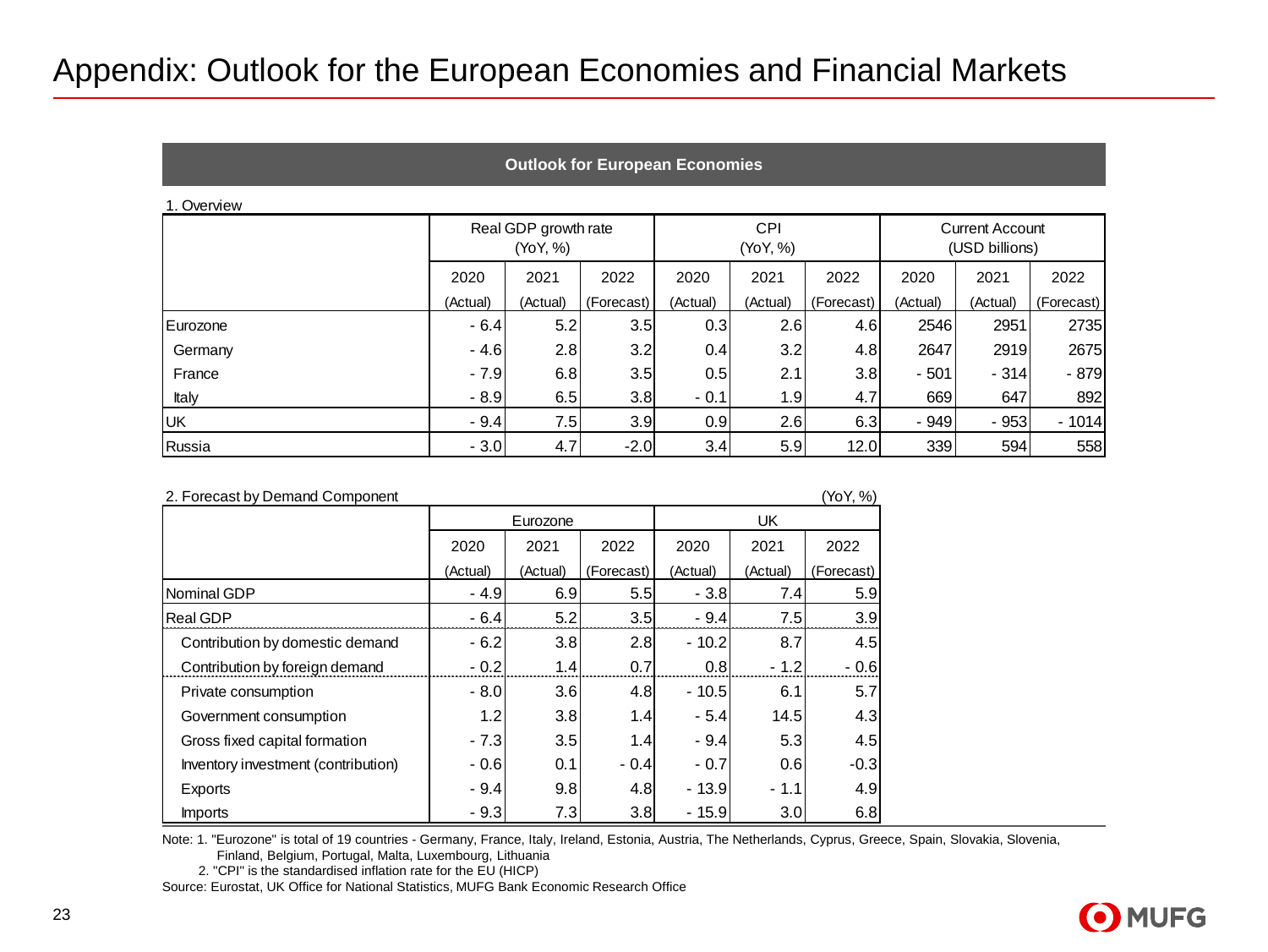# Appendix: Outlook for the European Economies and Financial Markets

**Outlook for European Economies**

1. Overview

| | Real GDP growth rate (YoY, %) | | | CPI (YoY, %) | | | Current Account (USD billions) | | |
|---|---|---|---|---|---|---|---|---|---|
| | 2020 (Actual) | 2021 (Actual) | 2022 (Forecast) | 2020 (Actual) | 2021 (Actual) | 2022 (Forecast) | 2020 (Actual) | 2021 (Actual) | 2022 (Forecast) |
| Eurozone | - 6.4 | 5.2 | 3.5 | 0.3 | 2.6 | 4.6 | 2546 | 2951 | 2735 |
| Germany | - 4.6 | 2.8 | 3.2 | 0.4 | 3.2 | 4.8 | 2647 | 2919 | 2675 |
| France | - 7.9 | 6.8 | 3.5 | 0.5 | 2.1 | 3.8 | - 501 | - 314 | - 879 |
| Italy | - 8.9 | 6.5 | 3.8 | - 0.1 | 1.9 | 4.7 | 669 | 647 | 892 |
| UK | - 9.4 | 7.5 | 3.9 | 0.9 | 2.6 | 6.3 | - 949 | - 953 | - 1014 |
| Russia | - 3.0 | 4.7 | -2.0 | 3.4 | 5.9 | 12.0 | 339 | 594 | 558 |

2. Forecast by Demand Component (YoY, %)

| | Eurozone | | | UK | | |
|---|---|---|---|---|---|---|
| | 2020 (Actual) | 2021 (Actual) | 2022 (Forecast) | 2020 (Actual) | 2021 (Actual) | 2022 (Forecast) |
| Nominal GDP | - 4.9 | 6.9 | 5.5 | - 3.8 | 7.4 | 5.9 |
| Real GDP | - 6.4 | 5.2 | 3.5 | - 9.4 | 7.5 | 3.9 |
| Contribution by domestic demand | - 6.2 | 3.8 | 2.8 | - 10.2 | 8.7 | 4.5 |
| Contribution by foreign demand | - 0.2 | 1.4 | 0.7 | 0.8 | - 1.2 | - 0.6 |
| Private consumption | - 8.0 | 3.6 | 4.8 | - 10.5 | 6.1 | 5.7 |
| Government consumption | 1.2 | 3.8 | 1.4 | - 5.4 | 14.5 | 4.3 |
| Gross fixed capital formation | - 7.3 | 3.5 | 1.4 | - 9.4 | 5.3 | 4.5 |
| Inventory investment (contribution) | - 0.6 | 0.1 | - 0.4 | - 0.7 | 0.6 | -0.3 |
| Exports | - 9.4 | 9.8 | 4.8 | - 13.9 | - 1.1 | 4.9 |
| Imports | - 9.3 | 7.3 | 3.8 | - 15.9 | 3.0 | 6.8 |

Note: 1. "Eurozone" is total of 19 countries - Germany, France, Italy, Ireland, Estonia, Austria, The Netherlands, Cyprus, Greece, Spain, Slovakia, Slovenia, Finland, Belgium, Portugal, Malta, Luxembourg, Lithuania

2. "CPI" is the standardised inflation rate for the EU (HICP)

Source: Eurostat, UK Office for National Statistics, MUFG Bank Economic Research Office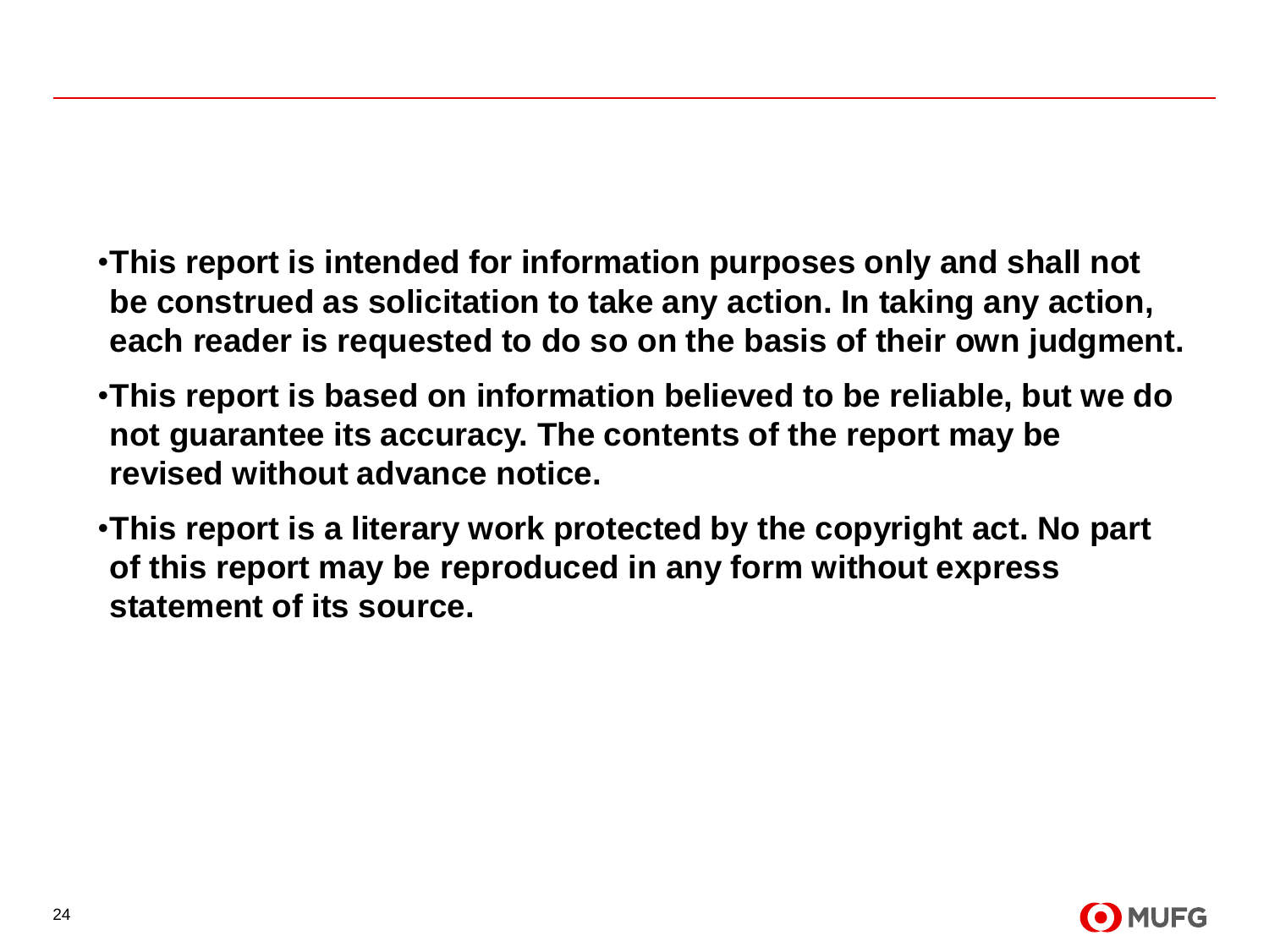- **This report is intended for information purposes only and shall not be construed as solicitation to take any action. In taking any action, each reader is requested to do so on the basis of their own judgment.**
- **This report is based on information believed to be reliable, but we do not guarantee its accuracy. The contents of the report may be revised without advance notice.**
- **This report is a literary work protected by the copyright act. No part of this report may be reproduced in any form without express statement of its source.**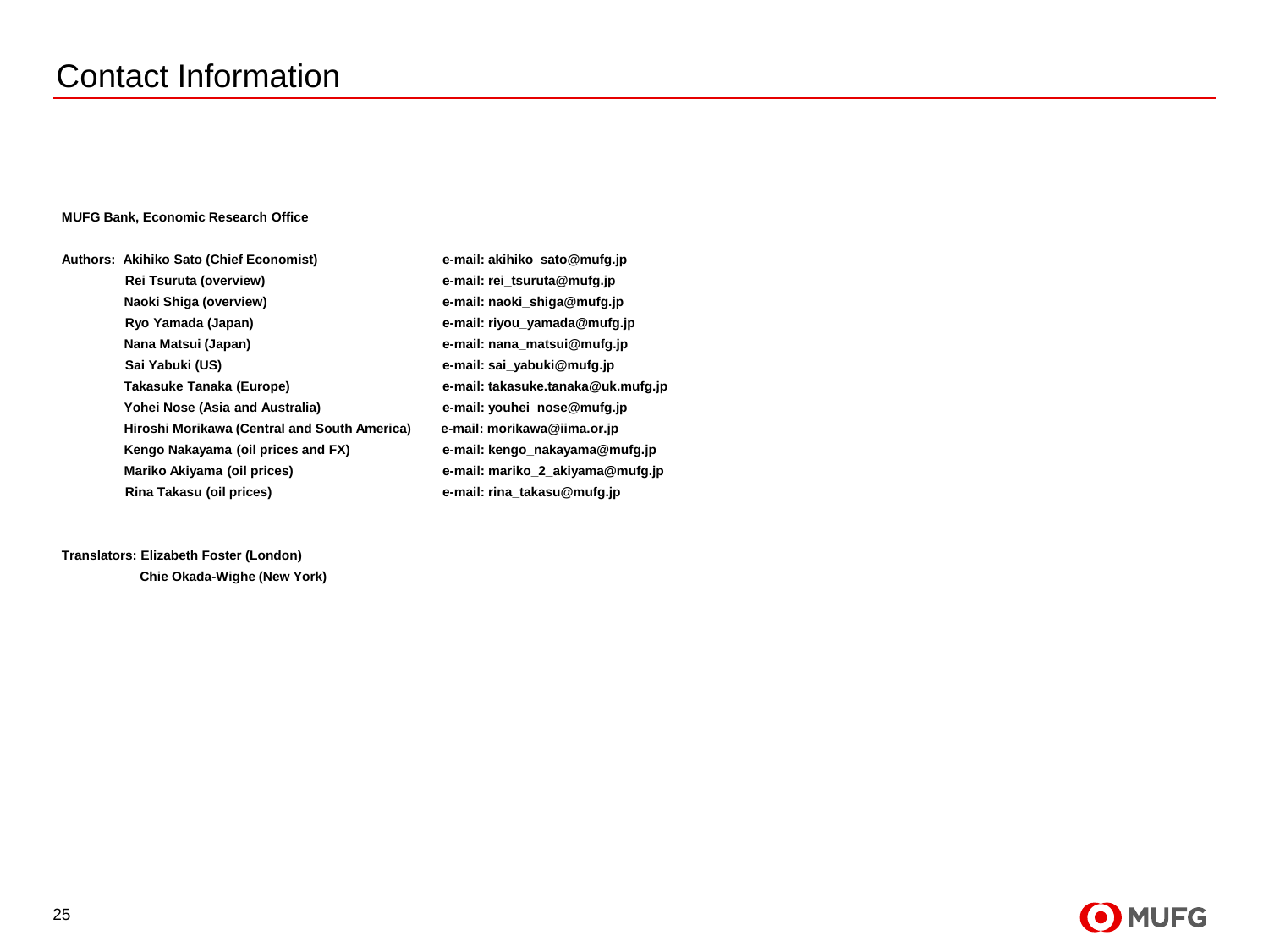# Contact Information

**MUFG Bank, Economic Research Office**

| | | |
|---|---|---|
| **Authors:** | **Akihiko Sato (Chief Economist)** | **e-mail: akihiko_sato@mufg.jp** |
| | **Rei Tsuruta (overview)** | **e-mail: rei_tsuruta@mufg.jp** |
| | **Naoki Shiga (overview)** | **e-mail: naoki_shiga@mufg.jp** |
| | **Ryo Yamada (Japan)** | **e-mail: riyou_yamada@mufg.jp** |
| | **Nana Matsui (Japan)** | **e-mail: nana_matsui@mufg.jp** |
| | **Sai Yabuki (US)** | **e-mail: sai_yabuki@mufg.jp** |
| | **Takasuke Tanaka (Europe)** | **e-mail: takasuke.tanaka@uk.mufg.jp** |
| | **Yohei Nose (Asia and Australia)** | **e-mail: youhei_nose@mufg.jp** |
| | **Hiroshi Morikawa (Central and South America)** | **e-mail: morikawa@iima.or.jp** |
| | **Kengo Nakayama (oil prices and FX)** | **e-mail: kengo_nakayama@mufg.jp** |
| | **Mariko Akiyama (oil prices)** | **e-mail: mariko_2_akiyama@mufg.jp** |
| | **Rina Takasu (oil prices)** | **e-mail: rina_takasu@mufg.jp** |

**Translators: Elizabeth Foster (London)**
**Chie Okada-Wighe (New York)**